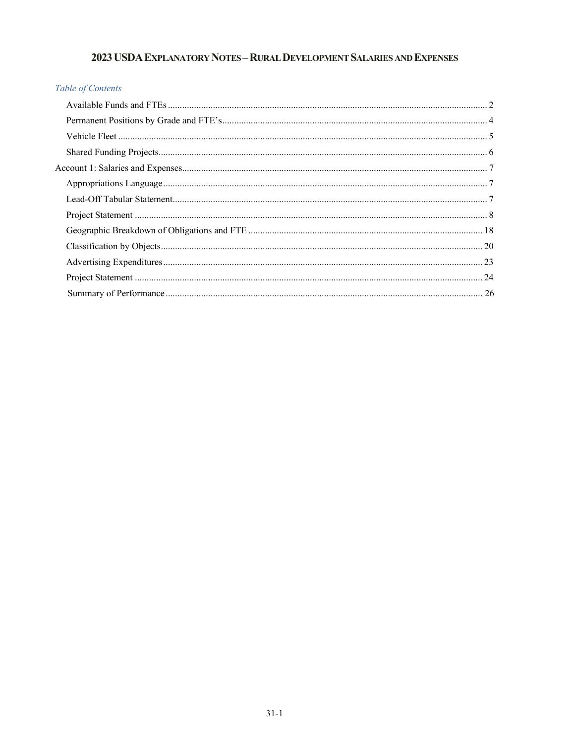# 2023 USDA Explanatory Notes – Rural Development Salaries and Expenses

*Table of Contents*

- Available Funds and FTEs ..... 2
- Permanent Positions by Grade and FTE's ..... 4
- Vehicle Fleet ..... 5
- Shared Funding Projects ..... 6

Account 1: Salaries and Expenses ..... 7

- Appropriations Language ..... 7
- Lead-Off Tabular Statement ..... 7
- Project Statement ..... 8
- Geographic Breakdown of Obligations and FTE ..... 18
- Classification by Objects ..... 20
- Advertising Expenditures ..... 23
- Project Statement ..... 24
- Summary of Performance ..... 26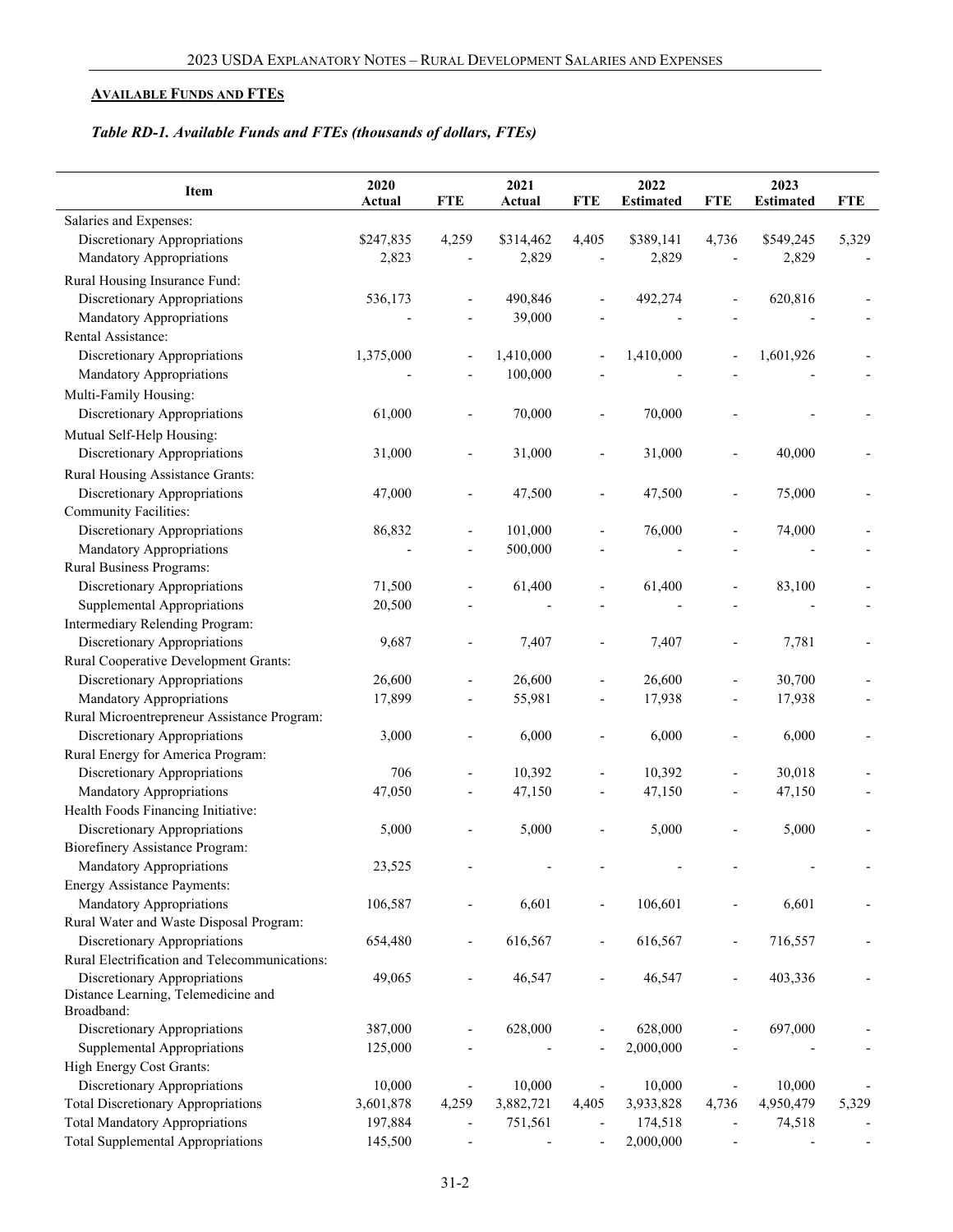## AVAILABLE FUNDS AND FTES

### *Table RD-1. Available Funds and FTEs (thousands of dollars, FTEs)*

| Item | 2020 Actual | FTE | 2021 Actual | FTE | 2022 Estimated | FTE | 2023 Estimated | FTE |
|---|---|---|---|---|---|---|---|---|
| Salaries and Expenses: | | | | | | | | |
| Discretionary Appropriations | $247,835 | 4,259 | $314,462 | 4,405 | $389,141 | 4,736 | $549,245 | 5,329 |
| Mandatory Appropriations | 2,823 | - | 2,829 | - | 2,829 | - | 2,829 | - |
| Rural Housing Insurance Fund: | | | | | | | | |
| Discretionary Appropriations | 536,173 | - | 490,846 | - | 492,274 | - | 620,816 | - |
| Mandatory Appropriations | - | - | 39,000 | - | - | - | - | - |
| Rental Assistance: | | | | | | | | |
| Discretionary Appropriations | 1,375,000 | - | 1,410,000 | - | 1,410,000 | - | 1,601,926 | - |
| Mandatory Appropriations | - | - | 100,000 | - | - | - | - | - |
| Multi-Family Housing: | | | | | | | | |
| Discretionary Appropriations | 61,000 | - | 70,000 | - | 70,000 | - | - | - |
| Mutual Self-Help Housing: | | | | | | | | |
| Discretionary Appropriations | 31,000 | - | 31,000 | - | 31,000 | - | 40,000 | - |
| Rural Housing Assistance Grants: | | | | | | | | |
| Discretionary Appropriations | 47,000 | - | 47,500 | - | 47,500 | - | 75,000 | - |
| Community Facilities: | | | | | | | | |
| Discretionary Appropriations | 86,832 | - | 101,000 | - | 76,000 | - | 74,000 | - |
| Mandatory Appropriations | - | - | 500,000 | - | - | - | - | - |
| Rural Business Programs: | | | | | | | | |
| Discretionary Appropriations | 71,500 | - | 61,400 | - | 61,400 | - | 83,100 | - |
| Supplemental Appropriations | 20,500 | - | - | - | - | - | - | - |
| Intermediary Relending Program: | | | | | | | | |
| Discretionary Appropriations | 9,687 | - | 7,407 | - | 7,407 | - | 7,781 | - |
| Rural Cooperative Development Grants: | | | | | | | | |
| Discretionary Appropriations | 26,600 | - | 26,600 | - | 26,600 | - | 30,700 | - |
| Mandatory Appropriations | 17,899 | - | 55,981 | - | 17,938 | - | 17,938 | - |
| Rural Microentrepreneur Assistance Program: | | | | | | | | |
| Discretionary Appropriations | 3,000 | - | 6,000 | - | 6,000 | - | 6,000 | - |
| Rural Energy for America Program: | | | | | | | | |
| Discretionary Appropriations | 706 | - | 10,392 | - | 10,392 | - | 30,018 | - |
| Mandatory Appropriations | 47,050 | - | 47,150 | - | 47,150 | - | 47,150 | - |
| Health Foods Financing Initiative: | | | | | | | | |
| Discretionary Appropriations | 5,000 | - | 5,000 | - | 5,000 | - | 5,000 | - |
| Biorefinery Assistance Program: | | | | | | | | |
| Mandatory Appropriations | 23,525 | - | - | - | - | - | - | - |
| Energy Assistance Payments: | | | | | | | | |
| Mandatory Appropriations | 106,587 | - | 6,601 | - | 106,601 | - | 6,601 | - |
| Rural Water and Waste Disposal Program: | | | | | | | | |
| Discretionary Appropriations | 654,480 | - | 616,567 | - | 616,567 | - | 716,557 | - |
| Rural Electrification and Telecommunications: | | | | | | | | |
| Discretionary Appropriations | 49,065 | - | 46,547 | - | 46,547 | - | 403,336 | - |
| Distance Learning, Telemedicine and Broadband: | | | | | | | | |
| Discretionary Appropriations | 387,000 | - | 628,000 | - | 628,000 | - | 697,000 | - |
| Supplemental Appropriations | 125,000 | - | - | - | 2,000,000 | - | - | - |
| High Energy Cost Grants: | | | | | | | | |
| Discretionary Appropriations | 10,000 | - | 10,000 | - | 10,000 | - | 10,000 | - |
| Total Discretionary Appropriations | 3,601,878 | 4,259 | 3,882,721 | 4,405 | 3,933,828 | 4,736 | 4,950,479 | 5,329 |
| Total Mandatory Appropriations | 197,884 | - | 751,561 | - | 174,518 | - | 74,518 | - |
| Total Supplemental Appropriations | 145,500 | - | - | - | 2,000,000 | - | - | - |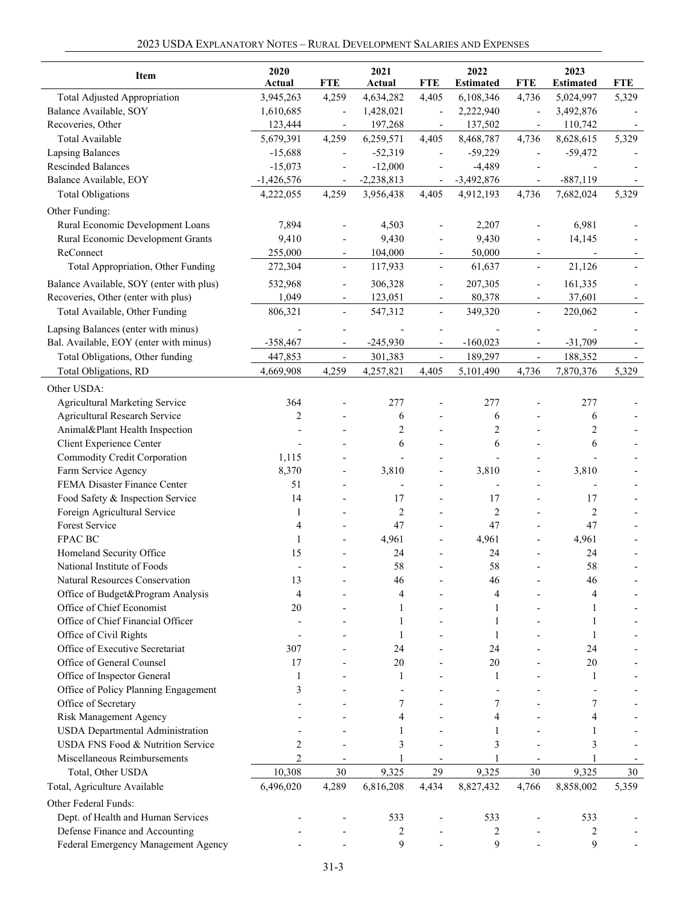| Item | 2020 Actual | FTE | 2021 Actual | FTE | 2022 Estimated | FTE | 2023 Estimated | FTE |
|---|---|---|---|---|---|---|---|---|
| Total Adjusted Appropriation | 3,945,263 | 4,259 | 4,634,282 | 4,405 | 6,108,346 | 4,736 | 5,024,997 | 5,329 |
| Balance Available, SOY | 1,610,685 | - | 1,428,021 | - | 2,222,940 | - | 3,492,876 | - |
| Recoveries, Other | 123,444 | - | 197,268 | - | 137,502 | - | 110,742 | - |
| Total Available | 5,679,391 | 4,259 | 6,259,571 | 4,405 | 8,468,787 | 4,736 | 8,628,615 | 5,329 |
| Lapsing Balances | -15,688 | - | -52,319 | - | -59,229 | - | -59,472 | - |
| Rescinded Balances | -15,073 | - | -12,000 | - | -4,489 | - | - | - |
| Balance Available, EOY | -1,426,576 | - | -2,238,813 | - | -3,492,876 | - | -887,119 | - |
| Total Obligations | 4,222,055 | 4,259 | 3,956,438 | 4,405 | 4,912,193 | 4,736 | 7,682,024 | 5,329 |
| Other Funding: | | | | | | | | |
| Rural Economic Development Loans | 7,894 | - | 4,503 | - | 2,207 | - | 6,981 | - |
| Rural Economic Development Grants | 9,410 | - | 9,430 | - | 9,430 | - | 14,145 | - |
| ReConnect | 255,000 | - | 104,000 | - | 50,000 | - | - | - |
| Total Appropriation, Other Funding | 272,304 | - | 117,933 | - | 61,637 | - | 21,126 | - |
| Balance Available, SOY (enter with plus) | 532,968 | - | 306,328 | - | 207,305 | - | 161,335 | - |
| Recoveries, Other (enter with plus) | 1,049 | - | 123,051 | - | 80,378 | - | 37,601 | - |
| Total Available, Other Funding | 806,321 | - | 547,312 | - | 349,320 | - | 220,062 | - |
| Lapsing Balances (enter with minus) | - | - | - | - | - | - | - | - |
| Bal. Available, EOY (enter with minus) | -358,467 | - | -245,930 | - | -160,023 | - | -31,709 | - |
| Total Obligations, Other funding | 447,853 | - | 301,383 | - | 189,297 | - | 188,352 | - |
| Total Obligations, RD | 4,669,908 | 4,259 | 4,257,821 | 4,405 | 5,101,490 | 4,736 | 7,870,376 | 5,329 |
| Other USDA: | | | | | | | | |
| Agricultural Marketing Service | 364 | - | 277 | - | 277 | - | 277 | - |
| Agricultural Research Service | 2 | - | 6 | - | 6 | - | 6 | - |
| Animal&Plant Health Inspection | - | - | 2 | - | 2 | - | 2 | - |
| Client Experience Center | - | - | 6 | - | 6 | - | 6 | - |
| Commodity Credit Corporation | 1,115 | - | - | - | - | - | - | - |
| Farm Service Agency | 8,370 | - | 3,810 | - | 3,810 | - | 3,810 | - |
| FEMA Disaster Finance Center | 51 | - | - | - | - | - | - | - |
| Food Safety & Inspection Service | 14 | - | 17 | - | 17 | - | 17 | - |
| Foreign Agricultural Service | 1 | - | 2 | - | 2 | - | 2 | - |
| Forest Service | 4 | - | 47 | - | 47 | - | 47 | - |
| FPAC BC | 1 | - | 4,961 | - | 4,961 | - | 4,961 | - |
| Homeland Security Office | 15 | - | 24 | - | 24 | - | 24 | - |
| National Institute of Foods | - | - | 58 | - | 58 | - | 58 | - |
| Natural Resources Conservation | 13 | - | 46 | - | 46 | - | 46 | - |
| Office of Budget&Program Analysis | 4 | - | 4 | - | 4 | - | 4 | - |
| Office of Chief Economist | 20 | - | 1 | - | 1 | - | 1 | - |
| Office of Chief Financial Officer | - | - | 1 | - | 1 | - | 1 | - |
| Office of Civil Rights | - | - | 1 | - | 1 | - | 1 | - |
| Office of Executive Secretariat | 307 | - | 24 | - | 24 | - | 24 | - |
| Office of General Counsel | 17 | - | 20 | - | 20 | - | 20 | - |
| Office of Inspector General | 1 | - | 1 | - | 1 | - | 1 | - |
| Office of Policy Planning Engagement | 3 | - | - | - | - | - | - | - |
| Office of Secretary | - | - | 7 | - | 7 | - | 7 | - |
| Risk Management Agency | - | - | 4 | - | 4 | - | 4 | - |
| USDA Departmental Administration | - | - | 1 | - | 1 | - | 1 | - |
| USDA FNS Food & Nutrition Service | 2 | - | 3 | - | 3 | - | 3 | - |
| Miscellaneous Reimbursements | 2 | - | 1 | - | 1 | - | 1 | - |
| Total, Other USDA | 10,308 | 30 | 9,325 | 29 | 9,325 | 30 | 9,325 | 30 |
| Total, Agriculture Available | 6,496,020 | 4,289 | 6,816,208 | 4,434 | 8,827,432 | 4,766 | 8,858,002 | 5,359 |
| Other Federal Funds: | | | | | | | | |
| Dept. of Health and Human Services | - | - | 533 | - | 533 | - | 533 | - |
| Defense Finance and Accounting | - | - | 2 | - | 2 | - | 2 | - |
| Federal Emergency Management Agency | - | - | 9 | - | 9 | - | 9 | - |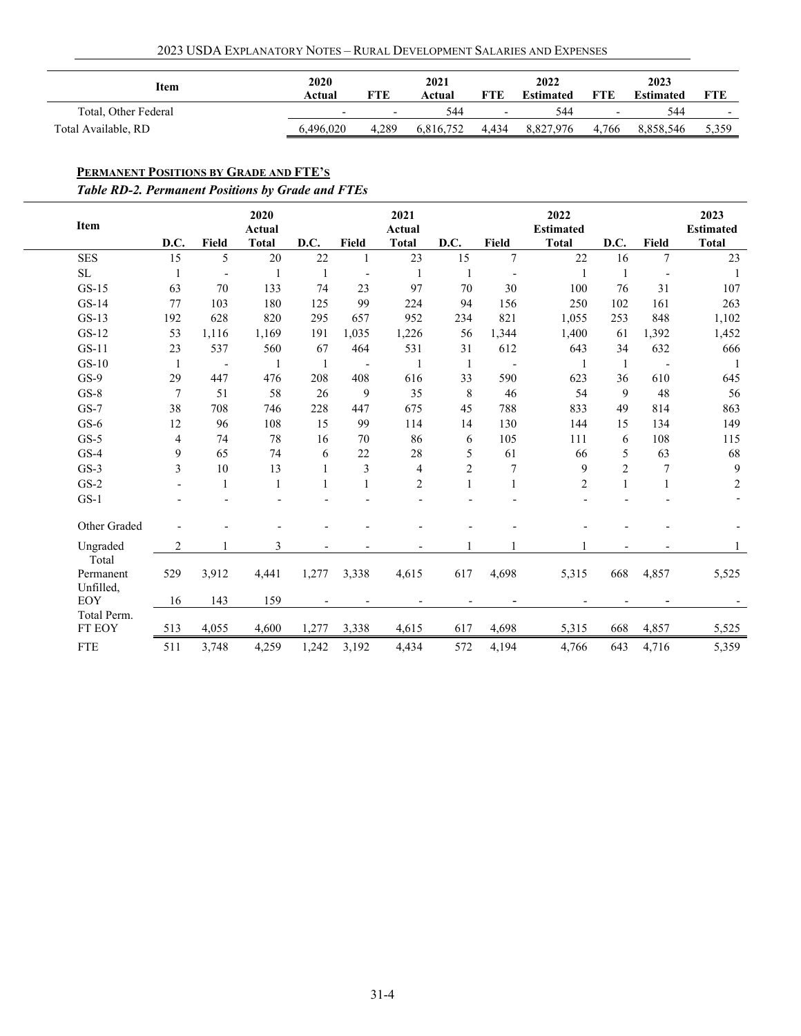| Item | 2020 Actual | FTE | 2021 Actual | FTE | 2022 Estimated | FTE | 2023 Estimated | FTE |
|---|---|---|---|---|---|---|---|---|
| Total, Other Federal | - | - | 544 | - | 544 | - | 544 | - |
| Total Available, RD | 6,496,020 | 4,289 | 6,816,752 | 4,434 | 8,827,976 | 4,766 | 8,858,546 | 5,359 |

## **PERMANENT POSITIONS BY GRADE AND FTE'S**

***Table RD-2. Permanent Positions by Grade and FTEs***

| Item | D.C. | Field | 2020 Actual Total | D.C. | Field | 2021 Actual Total | D.C. | Field | 2022 Estimated Total | D.C. | Field | 2023 Estimated Total |
|---|---|---|---|---|---|---|---|---|---|---|---|---|
| SES | 15 | 5 | 20 | 22 | 1 | 23 | 15 | 7 | 22 | 16 | 7 | 23 |
| SL | 1 | - | 1 | 1 | - | 1 | 1 | - | 1 | 1 | - | 1 |
| GS-15 | 63 | 70 | 133 | 74 | 23 | 97 | 70 | 30 | 100 | 76 | 31 | 107 |
| GS-14 | 77 | 103 | 180 | 125 | 99 | 224 | 94 | 156 | 250 | 102 | 161 | 263 |
| GS-13 | 192 | 628 | 820 | 295 | 657 | 952 | 234 | 821 | 1,055 | 253 | 848 | 1,102 |
| GS-12 | 53 | 1,116 | 1,169 | 191 | 1,035 | 1,226 | 56 | 1,344 | 1,400 | 61 | 1,392 | 1,452 |
| GS-11 | 23 | 537 | 560 | 67 | 464 | 531 | 31 | 612 | 643 | 34 | 632 | 666 |
| GS-10 | 1 | - | 1 | 1 | - | 1 | 1 | - | 1 | 1 | - | 1 |
| GS-9 | 29 | 447 | 476 | 208 | 408 | 616 | 33 | 590 | 623 | 36 | 610 | 645 |
| GS-8 | 7 | 51 | 58 | 26 | 9 | 35 | 8 | 46 | 54 | 9 | 48 | 56 |
| GS-7 | 38 | 708 | 746 | 228 | 447 | 675 | 45 | 788 | 833 | 49 | 814 | 863 |
| GS-6 | 12 | 96 | 108 | 15 | 99 | 114 | 14 | 130 | 144 | 15 | 134 | 149 |
| GS-5 | 4 | 74 | 78 | 16 | 70 | 86 | 6 | 105 | 111 | 6 | 108 | 115 |
| GS-4 | 9 | 65 | 74 | 6 | 22 | 28 | 5 | 61 | 66 | 5 | 63 | 68 |
| GS-3 | 3 | 10 | 13 | 1 | 3 | 4 | 2 | 7 | 9 | 2 | 7 | 9 |
| GS-2 | - | 1 | 1 | 1 | 1 | 2 | 1 | 1 | 2 | 1 | 1 | 2 |
| GS-1 | - | - | - | - | - | - | - | - | - | - | - | - |
| Other Graded | - | - | - | - | - | - | - | - | - | - | - | - |
| Ungraded | 2 | 1 | 3 | - | - | - | 1 | 1 | 1 | - | - | 1 |
| Total Permanent | 529 | 3,912 | 4,441 | 1,277 | 3,338 | 4,615 | 617 | 4,698 | 5,315 | 668 | 4,857 | 5,525 |
| Unfilled, EOY | 16 | 143 | 159 | - | - | - | - | - | - | - | - | - |
| Total Perm. FT EOY | 513 | 4,055 | 4,600 | 1,277 | 3,338 | 4,615 | 617 | 4,698 | 5,315 | 668 | 4,857 | 5,525 |
| FTE | 511 | 3,748 | 4,259 | 1,242 | 3,192 | 4,434 | 572 | 4,194 | 4,766 | 643 | 4,716 | 5,359 |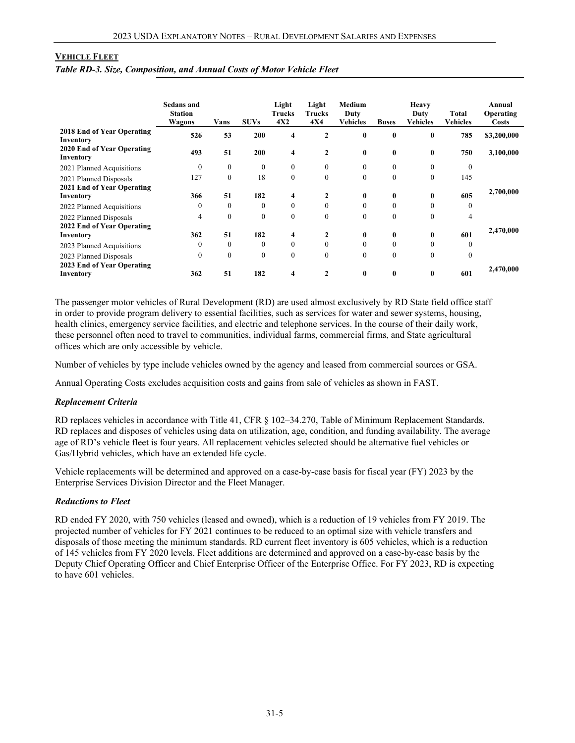## Vehicle Fleet

*Table RD-3. Size, Composition, and Annual Costs of Motor Vehicle Fleet*

| | Sedans and Station Wagons | Vans | SUVs | Light Trucks 4X2 | Light Trucks 4X4 | Medium Duty Vehicles | Buses | Heavy Duty Vehicles | Total Vehicles | Annual Operating Costs |
|---|---|---|---|---|---|---|---|---|---|---|
| **2018 End of Year Operating Inventory** | **526** | **53** | **200** | **4** | **2** | **0** | **0** | **0** | **785** | **$3,200,000** |
| **2020 End of Year Operating Inventory** | **493** | **51** | **200** | **4** | **2** | **0** | **0** | **0** | **750** | **3,100,000** |
| 2021 Planned Acquisitions | 0 | 0 | 0 | 0 | 0 | 0 | 0 | 0 | 0 | |
| 2021 Planned Disposals | 127 | 0 | 18 | 0 | 0 | 0 | 0 | 0 | 145 | |
| **2021 End of Year Operating Inventory** | **366** | **51** | **182** | **4** | **2** | **0** | **0** | **0** | **605** | **2,700,000** |
| 2022 Planned Acquisitions | 0 | 0 | 0 | 0 | 0 | 0 | 0 | 0 | 0 | |
| 2022 Planned Disposals | 4 | 0 | 0 | 0 | 0 | 0 | 0 | 0 | 4 | |
| **2022 End of Year Operating Inventory** | **362** | **51** | **182** | **4** | **2** | **0** | **0** | **0** | **601** | **2,470,000** |
| 2023 Planned Acquisitions | 0 | 0 | 0 | 0 | 0 | 0 | 0 | 0 | 0 | |
| 2023 Planned Disposals | 0 | 0 | 0 | 0 | 0 | 0 | 0 | 0 | 0 | |
| **2023 End of Year Operating Inventory** | **362** | **51** | **182** | **4** | **2** | **0** | **0** | **0** | **601** | **2,470,000** |

The passenger motor vehicles of Rural Development (RD) are used almost exclusively by RD State field office staff in order to provide program delivery to essential facilities, such as services for water and sewer systems, housing, health clinics, emergency service facilities, and electric and telephone services. In the course of their daily work, these personnel often need to travel to communities, individual farms, commercial firms, and State agricultural offices which are only accessible by vehicle.

Number of vehicles by type include vehicles owned by the agency and leased from commercial sources or GSA.

Annual Operating Costs excludes acquisition costs and gains from sale of vehicles as shown in FAST.

### *Replacement Criteria*

RD replaces vehicles in accordance with Title 41, CFR § 102–34.270, Table of Minimum Replacement Standards. RD replaces and disposes of vehicles using data on utilization, age, condition, and funding availability. The average age of RD's vehicle fleet is four years. All replacement vehicles selected should be alternative fuel vehicles or Gas/Hybrid vehicles, which have an extended life cycle.

Vehicle replacements will be determined and approved on a case-by-case basis for fiscal year (FY) 2023 by the Enterprise Services Division Director and the Fleet Manager.

### *Reductions to Fleet*

RD ended FY 2020, with 750 vehicles (leased and owned), which is a reduction of 19 vehicles from FY 2019. The projected number of vehicles for FY 2021 continues to be reduced to an optimal size with vehicle transfers and disposals of those meeting the minimum standards. RD current fleet inventory is 605 vehicles, which is a reduction of 145 vehicles from FY 2020 levels. Fleet additions are determined and approved on a case-by-case basis by the Deputy Chief Operating Officer and Chief Enterprise Officer of the Enterprise Office. For FY 2023, RD is expecting to have 601 vehicles.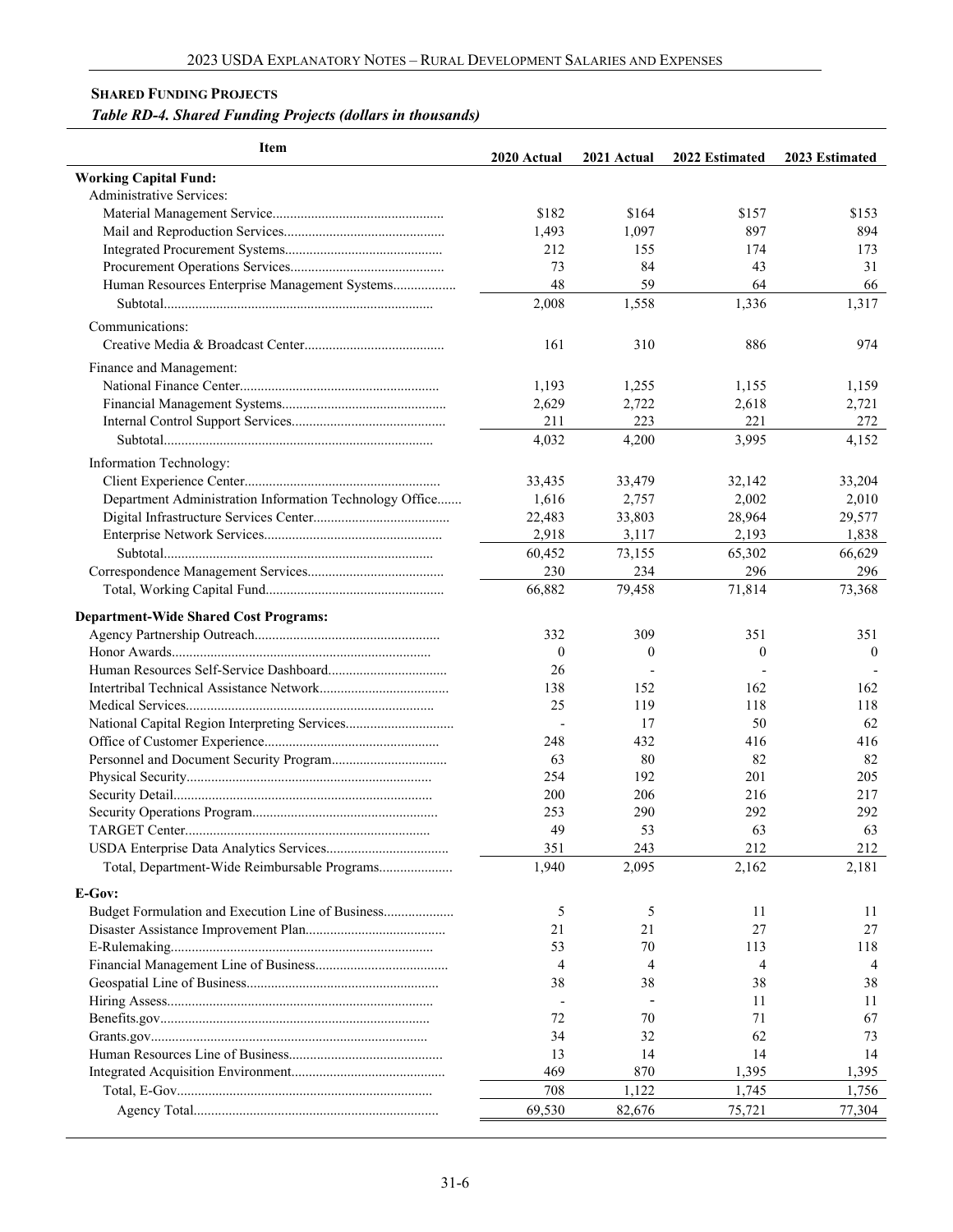**SHARED FUNDING PROJECTS**

***Table RD-4. Shared Funding Projects (dollars in thousands)***

| Item | 2020 Actual | 2021 Actual | 2022 Estimated | 2023 Estimated |
|---|---|---|---|---|
| **Working Capital Fund:** | | | | |
| Administrative Services: | | | | |
| Material Management Service | $182 | $164 | $157 | $153 |
| Mail and Reproduction Services | 1,493 | 1,097 | 897 | 894 |
| Integrated Procurement Systems | 212 | 155 | 174 | 173 |
| Procurement Operations Services | 73 | 84 | 43 | 31 |
| Human Resources Enterprise Management Systems | 48 | 59 | 64 | 66 |
| Subtotal | 2,008 | 1,558 | 1,336 | 1,317 |
| Communications: | | | | |
| Creative Media & Broadcast Center | 161 | 310 | 886 | 974 |
| Finance and Management: | | | | |
| National Finance Center | 1,193 | 1,255 | 1,155 | 1,159 |
| Financial Management Systems | 2,629 | 2,722 | 2,618 | 2,721 |
| Internal Control Support Services | 211 | 223 | 221 | 272 |
| Subtotal | 4,032 | 4,200 | 3,995 | 4,152 |
| Information Technology: | | | | |
| Client Experience Center | 33,435 | 33,479 | 32,142 | 33,204 |
| Department Administration Information Technology Office | 1,616 | 2,757 | 2,002 | 2,010 |
| Digital Infrastructure Services Center | 22,483 | 33,803 | 28,964 | 29,577 |
| Enterprise Network Services | 2,918 | 3,117 | 2,193 | 1,838 |
| Subtotal | 60,452 | 73,155 | 65,302 | 66,629 |
| Correspondence Management Services | 230 | 234 | 296 | 296 |
| Total, Working Capital Fund | 66,882 | 79,458 | 71,814 | 73,368 |
| **Department-Wide Shared Cost Programs:** | | | | |
| Agency Partnership Outreach | 332 | 309 | 351 | 351 |
| Honor Awards | 0 | 0 | 0 | 0 |
| Human Resources Self-Service Dashboard | 26 | - | - | - |
| Intertribal Technical Assistance Network | 138 | 152 | 162 | 162 |
| Medical Services | 25 | 119 | 118 | 118 |
| National Capital Region Interpreting Services | - | 17 | 50 | 62 |
| Office of Customer Experience | 248 | 432 | 416 | 416 |
| Personnel and Document Security Program | 63 | 80 | 82 | 82 |
| Physical Security | 254 | 192 | 201 | 205 |
| Security Detail | 200 | 206 | 216 | 217 |
| Security Operations Program | 253 | 290 | 292 | 292 |
| TARGET Center | 49 | 53 | 63 | 63 |
| USDA Enterprise Data Analytics Services | 351 | 243 | 212 | 212 |
| Total, Department-Wide Reimbursable Programs | 1,940 | 2,095 | 2,162 | 2,181 |
| **E-Gov:** | | | | |
| Budget Formulation and Execution Line of Business | 5 | 5 | 11 | 11 |
| Disaster Assistance Improvement Plan | 21 | 21 | 27 | 27 |
| E-Rulemaking | 53 | 70 | 113 | 118 |
| Financial Management Line of Business | 4 | 4 | 4 | 4 |
| Geospatial Line of Business | 38 | 38 | 38 | 38 |
| Hiring Assess | - | - | 11 | 11 |
| Benefits.gov | 72 | 70 | 71 | 67 |
| Grants.gov | 34 | 32 | 62 | 73 |
| Human Resources Line of Business | 13 | 14 | 14 | 14 |
| Integrated Acquisition Environment | 469 | 870 | 1,395 | 1,395 |
| Total, E-Gov | 708 | 1,122 | 1,745 | 1,756 |
| Agency Total | 69,530 | 82,676 | 75,721 | 77,304 |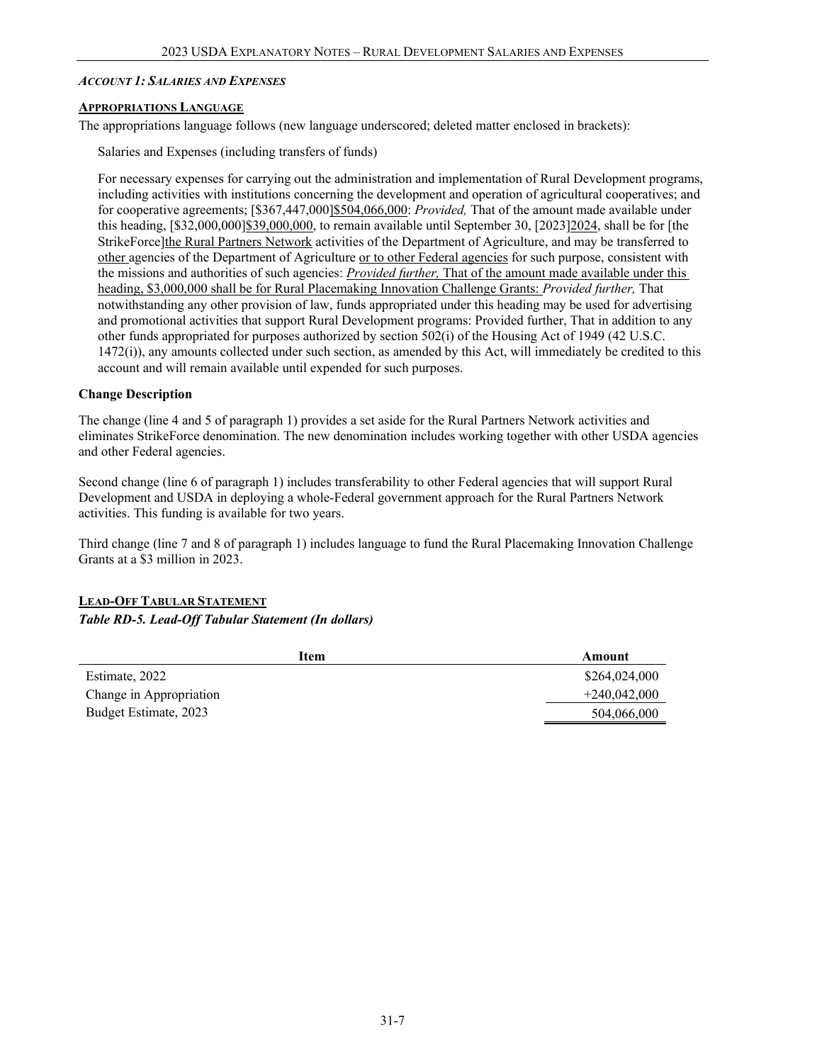### *Account 1: Salaries and Expenses*

#### Appropriations Language

The appropriations language follows (new language underscored; deleted matter enclosed in brackets):

Salaries and Expenses (including transfers of funds)

For necessary expenses for carrying out the administration and implementation of Rural Development programs, including activities with institutions concerning the development and operation of agricultural cooperatives; and for cooperative agreements; [$367,447,000]<u>$504,066,000</u>: *Provided,* That of the amount made available under this heading, [$32,000,000]<u>$39,000,000</u>, to remain available until September 30, [2023]<u>2024</u>, shall be for [the StrikeForce]<u>the Rural Partners Network</u> activities of the Department of Agriculture, and may be transferred to <u>other</u> agencies of the Department of Agriculture <u>or to other Federal agencies</u> for such purpose, consistent with the missions and authorities of such agencies: <u>*Provided further,* That of the amount made available under this heading, $3,000,000 shall be for Rural Placemaking Innovation Challenge Grants:</u> *Provided further,* That notwithstanding any other provision of law, funds appropriated under this heading may be used for advertising and promotional activities that support Rural Development programs: Provided further, That in addition to any other funds appropriated for purposes authorized by section 502(i) of the Housing Act of 1949 (42 U.S.C. 1472(i)), any amounts collected under such section, as amended by this Act, will immediately be credited to this account and will remain available until expended for such purposes.

**Change Description**

The change (line 4 and 5 of paragraph 1) provides a set aside for the Rural Partners Network activities and eliminates StrikeForce denomination. The new denomination includes working together with other USDA agencies and other Federal agencies.

Second change (line 6 of paragraph 1) includes transferability to other Federal agencies that will support Rural Development and USDA in deploying a whole-Federal government approach for the Rural Partners Network activities. This funding is available for two years.

Third change (line 7 and 8 of paragraph 1) includes language to fund the Rural Placemaking Innovation Challenge Grants at a $3 million in 2023.

#### Lead-Off Tabular Statement

***Table RD-5. Lead-Off Tabular Statement (In dollars)***

| Item | Amount |
|---|---|
| Estimate, 2022 | $264,024,000 |
| Change in Appropriation | +240,042,000 |
| Budget Estimate, 2023 | 504,066,000 |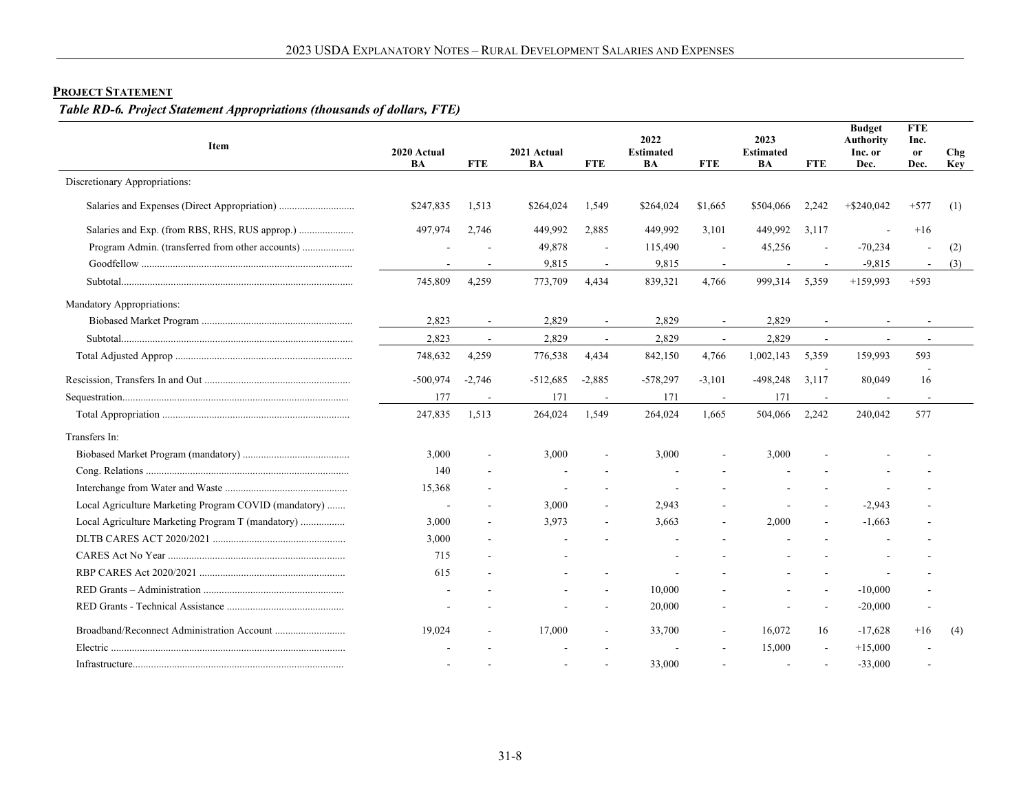**PROJECT STATEMENT**

*Table RD-6. Project Statement Appropriations (thousands of dollars, FTE)*

| Item | 2020 Actual BA | FTE | 2021 Actual BA | FTE | 2022 Estimated BA | FTE | 2023 Estimated BA | FTE | Budget Authority Inc. or Dec. | FTE Inc. or Dec. | Chg Key |
|---|---|---|---|---|---|---|---|---|---|---|---|
| Discretionary Appropriations: | | | | | | | | | | | |
| Salaries and Expenses (Direct Appropriation) | $247,835 | 1,513 | $264,024 | 1,549 | $264,024 | $1,665 | $504,066 | 2,242 | +$240,042 | +577 | (1) |
| Salaries and Exp. (from RBS, RHS, RUS approp.) | 497,974 | 2,746 | 449,992 | 2,885 | 449,992 | 3,101 | 449,992 | 3,117 | - | +16 | |
| Program Admin. (transferred from other accounts) | - | - | 49,878 | - | 115,490 | - | 45,256 | - | -70,234 | - | (2) |
| Goodfellow | - | - | 9,815 | - | 9,815 | - | - | - | -9,815 | - | (3) |
| Subtotal | 745,809 | 4,259 | 773,709 | 4,434 | 839,321 | 4,766 | 999,314 | 5,359 | +159,993 | +593 | |
| Mandatory Appropriations: | | | | | | | | | | | |
| Biobased Market Program | 2,823 | - | 2,829 | - | 2,829 | - | 2,829 | - | - | - | |
| Subtotal | 2,823 | - | 2,829 | - | 2,829 | - | 2,829 | - | - | - | |
| Total Adjusted Approp | 748,632 | 4,259 | 776,538 | 4,434 | 842,150 | 4,766 | 1,002,143 | 5,359 | 159,993 | 593 | |
| Rescission, Transfers In and Out | -500,974 | -2,746 | -512,685 | -2,885 | -578,297 | -3,101 | -498,248 | -3,117 | 80,049 | -16 | |
| Sequestration | 177 | - | 171 | - | 171 | - | 171 | - | - | - | |
| Total Appropriation | 247,835 | 1,513 | 264,024 | 1,549 | 264,024 | 1,665 | 504,066 | 2,242 | 240,042 | 577 | |
| Transfers In: | | | | | | | | | | | |
| Biobased Market Program (mandatory) | 3,000 | - | 3,000 | - | 3,000 | - | 3,000 | - | - | - | |
| Cong. Relations | 140 | - | - | - | - | - | - | - | - | - | |
| Interchange from Water and Waste | 15,368 | - | - | - | - | - | - | - | - | - | |
| Local Agriculture Marketing Program COVID (mandatory) | - | - | 3,000 | - | 2,943 | - | - | - | -2,943 | - | |
| Local Agriculture Marketing Program T (mandatory) | 3,000 | - | 3,973 | - | 3,663 | - | 2,000 | - | -1,663 | - | |
| DLTB CARES ACT 2020/2021 | 3,000 | - | - | - | - | - | - | - | - | - | |
| CARES Act No Year | 715 | - | - | | - | - | - | - | - | - | |
| RBP CARES Act 2020/2021 | 615 | - | - | - | - | - | - | - | - | - | |
| RED Grants – Administration | - | - | - | - | 10,000 | - | - | - | -10,000 | - | |
| RED Grants - Technical Assistance | - | - | - | - | 20,000 | - | - | - | -20,000 | - | |
| Broadband/Reconnect Administration Account | 19,024 | - | 17,000 | - | 33,700 | - | 16,072 | 16 | -17,628 | +16 | (4) |
| Electric | - | - | - | - | - | - | 15,000 | - | +15,000 | - | |
| Infrastructure | - | - | - | - | 33,000 | - | - | - | -33,000 | - | |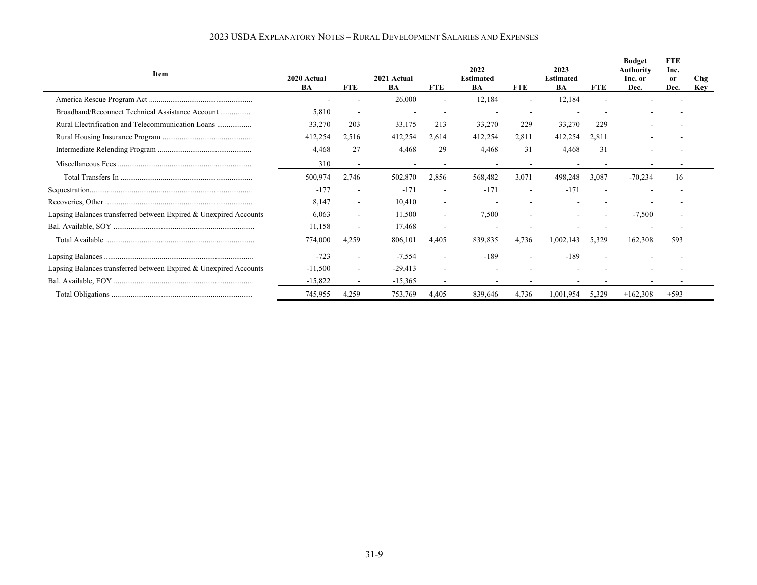| Item | 2020 Actual BA | FTE | 2021 Actual BA | FTE | 2022 Estimated BA | FTE | 2023 Estimated BA | FTE | Budget Authority Inc. or Dec. | FTE Inc. or Dec. | Chg Key |
|---|---|---|---|---|---|---|---|---|---|---|---|
| America Rescue Program Act | - | - | 26,000 | - | 12,184 | - | 12,184 | - | - | - | |
| Broadband/Reconnect Technical Assistance Account | 5,810 | - | - | - | - | - | - | - | - | - | |
| Rural Electrification and Telecommunication Loans | 33,270 | 203 | 33,175 | 213 | 33,270 | 229 | 33,270 | 229 | - | - | |
| Rural Housing Insurance Program | 412,254 | 2,516 | 412,254 | 2,614 | 412,254 | 2,811 | 412,254 | 2,811 | - | - | |
| Intermediate Relending Program | 4,468 | 27 | 4,468 | 29 | 4,468 | 31 | 4,468 | 31 | - | - | |
| Miscellaneous Fees | 310 | - | - | - | - | - | - | - | - | - | |
| Total Transfers In | 500,974 | 2,746 | 502,870 | 2,856 | 568,482 | 3,071 | 498,248 | 3,087 | -70,234 | 16 | |
| Sequestration | -177 | - | -171 | - | -171 | - | -171 | - | - | - | |
| Recoveries, Other | 8,147 | - | 10,410 | - | - | - | - | - | - | - | |
| Lapsing Balances transferred between Expired & Unexpired Accounts | 6,063 | - | 11,500 | - | 7,500 | - | - | - | -7,500 | - | |
| Bal. Available, SOY | 11,158 | - | 17,468 | - | - | - | - | - | - | - | |
| Total Available | 774,000 | 4,259 | 806,101 | 4,405 | 839,835 | 4,736 | 1,002,143 | 5,329 | 162,308 | 593 | |
| Lapsing Balances | -723 | - | -7,554 | - | -189 | - | -189 | - | - | - | |
| Lapsing Balances transferred between Expired & Unexpired Accounts | -11,500 | - | -29,413 | - | - | - | - | - | - | - | |
| Bal. Available, EOY | -15,822 | - | -15,365 | - | - | - | - | - | - | - | |
| Total Obligations | 745,955 | 4,259 | 753,769 | 4,405 | 839,646 | 4,736 | 1,001,954 | 5,329 | +162,308 | +593 | |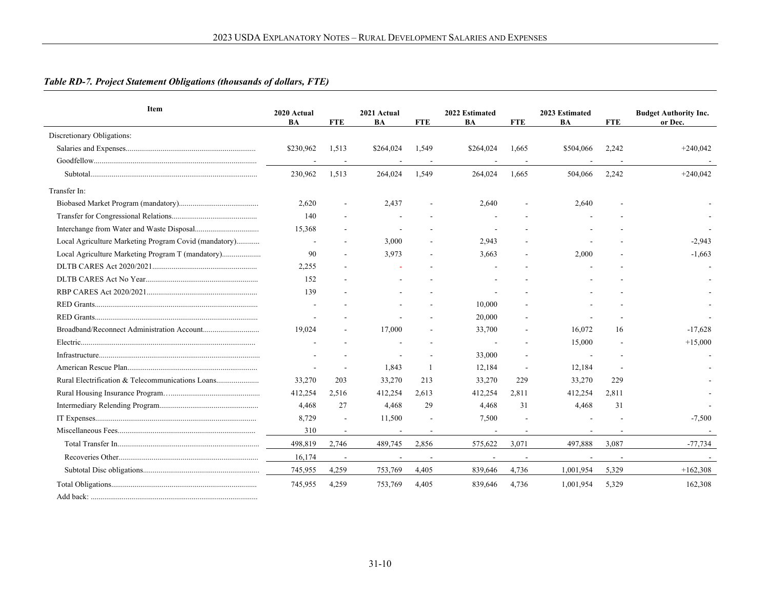*Table RD-7. Project Statement Obligations (thousands of dollars, FTE)*

| Item | 2020 Actual BA | FTE | 2021 Actual BA | FTE | 2022 Estimated BA | FTE | 2023 Estimated BA | FTE | Budget Authority Inc. or Dec. |
|---|---|---|---|---|---|---|---|---|---|
| Discretionary Obligations: | | | | | | | | | |
| Salaries and Expenses | $230,962 | 1,513 | $264,024 | 1,549 | $264,024 | 1,665 | $504,066 | 2,242 | +240,042 |
| Goodfellow | - | - | - | - | - | - | - | - | - |
| Subtotal | 230,962 | 1,513 | 264,024 | 1,549 | 264,024 | 1,665 | 504,066 | 2,242 | +240,042 |
| Transfer In: | | | | | | | | | |
| Biobased Market Program (mandatory) | 2,620 | - | 2,437 | - | 2,640 | - | 2,640 | - | - |
| Transfer for Congressional Relations | 140 | - | - | - | - | - | - | - | - |
| Interchange from Water and Waste Disposal | 15,368 | - | - | - | - | - | - | - | - |
| Local Agriculture Marketing Program Covid (mandatory) | - | - | 3,000 | - | 2,943 | - | - | - | -2,943 |
| Local Agriculture Marketing Program T (mandatory) | 90 | - | 3,973 | - | 3,663 | - | 2,000 | - | -1,663 |
| DLTB CARES Act 2020/2021 | 2,255 | - | - | - | - | - | - | - | - |
| DLTB CARES Act No Year | 152 | - | - | - | - | - | - | - | - |
| RBP CARES Act 2020/2021 | 139 | - | - | - | - | - | - | - | - |
| RED Grants | - | - | - | - | 10,000 | - | - | - | - |
| RED Grants | - | - | - | - | 20,000 | - | - | - | - |
| Broadband/Reconnect Administration Account | 19,024 | - | 17,000 | - | 33,700 | - | 16,072 | 16 | -17,628 |
| Electric | - | - | - | - | - | - | 15,000 | - | +15,000 |
| Infrastructure | - | - | - | - | 33,000 | - | - | - | - |
| American Rescue Plan | - | - | 1,843 | 1 | 12,184 | - | 12,184 | - | - |
| Rural Electrification & Telecommunications Loans | 33,270 | 203 | 33,270 | 213 | 33,270 | 229 | 33,270 | 229 | - |
| Rural Housing Insurance Program | 412,254 | 2,516 | 412,254 | 2,613 | 412,254 | 2,811 | 412,254 | 2,811 | - |
| Intermediary Relending Program | 4,468 | 27 | 4,468 | 29 | 4,468 | 31 | 4,468 | 31 | - |
| IT Expenses | 8,729 | - | 11,500 | - | 7,500 | - | - | - | -7,500 |
| Miscellaneous Fees | 310 | - | - | - | - | - | - | - | - |
| Total Transfer In | 498,819 | 2,746 | 489,745 | 2,856 | 575,622 | 3,071 | 497,888 | 3,087 | -77,734 |
| Recoveries Other | 16,174 | - | - | - | - | - | - | - | - |
| Subtotal Disc obligations | 745,955 | 4,259 | 753,769 | 4,405 | 839,646 | 4,736 | 1,001,954 | 5,329 | +162,308 |
| Total Obligations | 745,955 | 4,259 | 753,769 | 4,405 | 839,646 | 4,736 | 1,001,954 | 5,329 | 162,308 |
| Add back: | | | | | | | | | |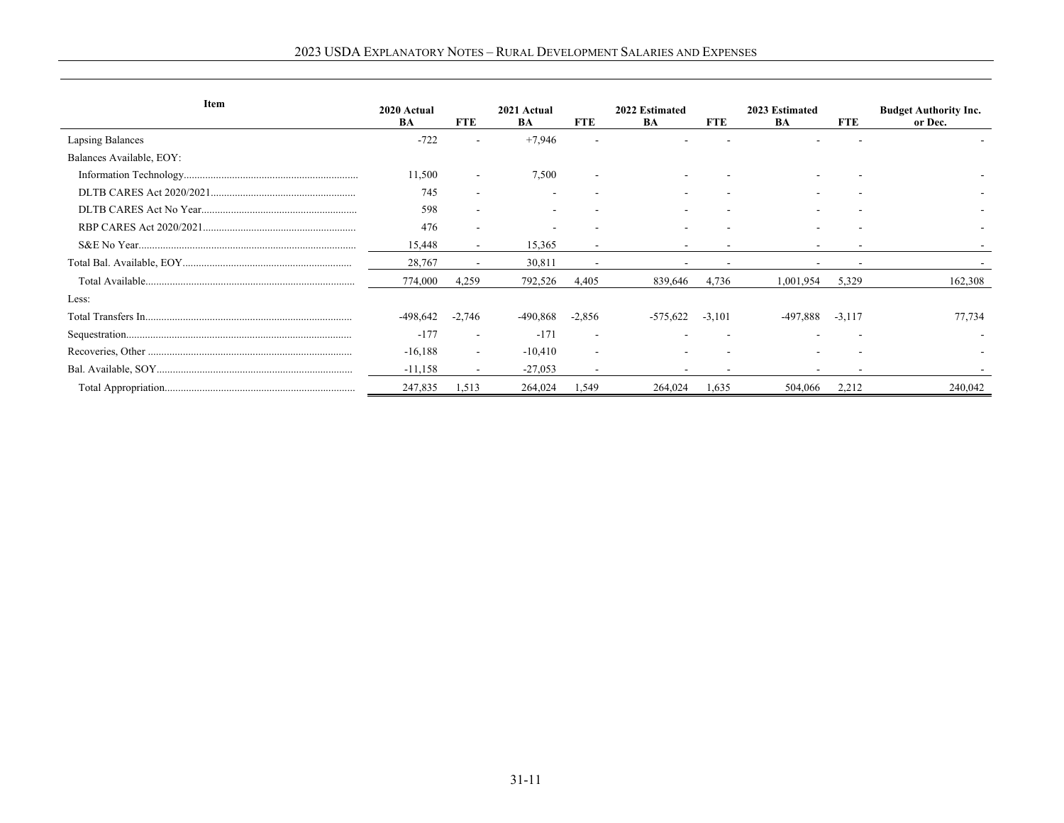| Item | 2020 Actual BA | FTE | 2021 Actual BA | FTE | 2022 Estimated BA | FTE | 2023 Estimated BA | FTE | Budget Authority Inc. or Dec. |
|---|---|---|---|---|---|---|---|---|---|
| Lapsing Balances | -722 | - | +7,946 | - | - | - | - | - | - |
| Balances Available, EOY: | | | | | | | | | |
| Information Technology | 11,500 | - | 7,500 | - | - | - | - | - | - |
| DLTB CARES Act 2020/2021 | 745 | - | - | - | - | - | - | - | - |
| DLTB CARES Act No Year | 598 | - | - | - | - | - | - | - | - |
| RBP CARES Act 2020/2021 | 476 | - | - | - | - | - | - | - | - |
| S&E No Year | 15,448 | - | 15,365 | - | - | - | - | - | - |
| Total Bal. Available, EOY | 28,767 | - | 30,811 | - | - | - | - | - | - |
| Total Available | 774,000 | 4,259 | 792,526 | 4,405 | 839,646 | 4,736 | 1,001,954 | 5,329 | 162,308 |
| Less: | | | | | | | | | |
| Total Transfers In | -498,642 | -2,746 | -490,868 | -2,856 | -575,622 | -3,101 | -497,888 | -3,117 | 77,734 |
| Sequestration | -177 | - | -171 | - | - | - | - | - | - |
| Recoveries, Other | -16,188 | - | -10,410 | - | - | - | - | - | - |
| Bal. Available, SOY | -11,158 | - | -27,053 | - | - | - | - | - | - |
| Total Appropriation | 247,835 | 1,513 | 264,024 | 1,549 | 264,024 | 1,635 | 504,066 | 2,212 | 240,042 |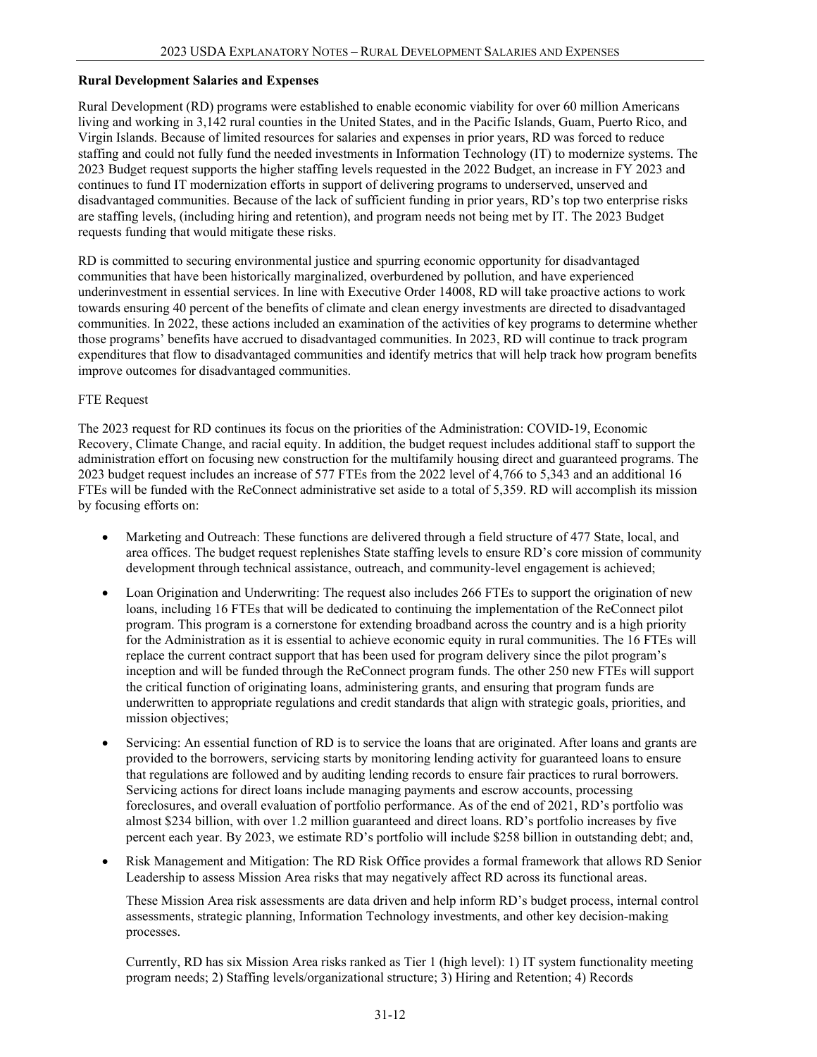**Rural Development Salaries and Expenses**

Rural Development (RD) programs were established to enable economic viability for over 60 million Americans living and working in 3,142 rural counties in the United States, and in the Pacific Islands, Guam, Puerto Rico, and Virgin Islands. Because of limited resources for salaries and expenses in prior years, RD was forced to reduce staffing and could not fully fund the needed investments in Information Technology (IT) to modernize systems. The 2023 Budget request supports the higher staffing levels requested in the 2022 Budget, an increase in FY 2023 and continues to fund IT modernization efforts in support of delivering programs to underserved, unserved and disadvantaged communities. Because of the lack of sufficient funding in prior years, RD's top two enterprise risks are staffing levels, (including hiring and retention), and program needs not being met by IT. The 2023 Budget requests funding that would mitigate these risks.

RD is committed to securing environmental justice and spurring economic opportunity for disadvantaged communities that have been historically marginalized, overburdened by pollution, and have experienced underinvestment in essential services. In line with Executive Order 14008, RD will take proactive actions to work towards ensuring 40 percent of the benefits of climate and clean energy investments are directed to disadvantaged communities. In 2022, these actions included an examination of the activities of key programs to determine whether those programs' benefits have accrued to disadvantaged communities. In 2023, RD will continue to track program expenditures that flow to disadvantaged communities and identify metrics that will help track how program benefits improve outcomes for disadvantaged communities.

FTE Request

The 2023 request for RD continues its focus on the priorities of the Administration: COVID-19, Economic Recovery, Climate Change, and racial equity. In addition, the budget request includes additional staff to support the administration effort on focusing new construction for the multifamily housing direct and guaranteed programs. The 2023 budget request includes an increase of 577 FTEs from the 2022 level of 4,766 to 5,343 and an additional 16 FTEs will be funded with the ReConnect administrative set aside to a total of 5,359. RD will accomplish its mission by focusing efforts on:

- Marketing and Outreach: These functions are delivered through a field structure of 477 State, local, and area offices. The budget request replenishes State staffing levels to ensure RD's core mission of community development through technical assistance, outreach, and community-level engagement is achieved;
- Loan Origination and Underwriting: The request also includes 266 FTEs to support the origination of new loans, including 16 FTEs that will be dedicated to continuing the implementation of the ReConnect pilot program. This program is a cornerstone for extending broadband across the country and is a high priority for the Administration as it is essential to achieve economic equity in rural communities. The 16 FTEs will replace the current contract support that has been used for program delivery since the pilot program's inception and will be funded through the ReConnect program funds. The other 250 new FTEs will support the critical function of originating loans, administering grants, and ensuring that program funds are underwritten to appropriate regulations and credit standards that align with strategic goals, priorities, and mission objectives;
- Servicing: An essential function of RD is to service the loans that are originated. After loans and grants are provided to the borrowers, servicing starts by monitoring lending activity for guaranteed loans to ensure that regulations are followed and by auditing lending records to ensure fair practices to rural borrowers. Servicing actions for direct loans include managing payments and escrow accounts, processing foreclosures, and overall evaluation of portfolio performance. As of the end of 2021, RD's portfolio was almost $234 billion, with over 1.2 million guaranteed and direct loans. RD's portfolio increases by five percent each year. By 2023, we estimate RD's portfolio will include $258 billion in outstanding debt; and,
- Risk Management and Mitigation: The RD Risk Office provides a formal framework that allows RD Senior Leadership to assess Mission Area risks that may negatively affect RD across its functional areas.

  These Mission Area risk assessments are data driven and help inform RD's budget process, internal control assessments, strategic planning, Information Technology investments, and other key decision-making processes.

  Currently, RD has six Mission Area risks ranked as Tier 1 (high level): 1) IT system functionality meeting program needs; 2) Staffing levels/organizational structure; 3) Hiring and Retention; 4) Records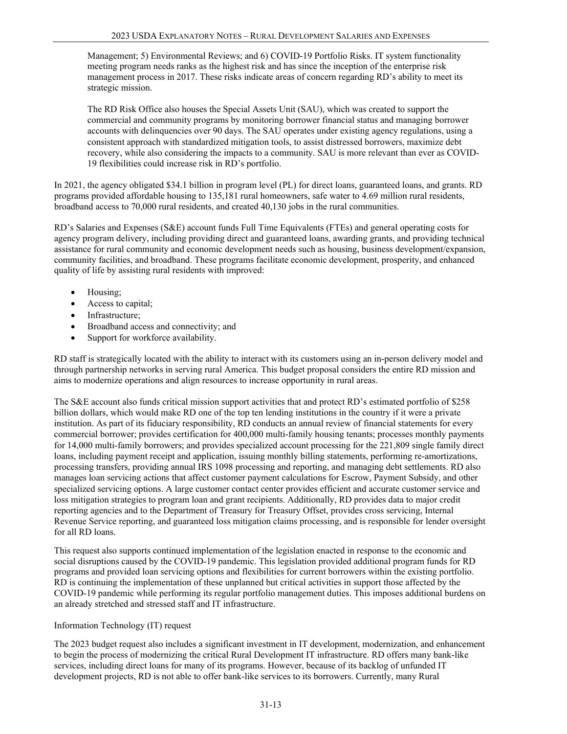Management; 5) Environmental Reviews; and 6) COVID-19 Portfolio Risks. IT system functionality meeting program needs ranks as the highest risk and has since the inception of the enterprise risk management process in 2017. These risks indicate areas of concern regarding RD's ability to meet its strategic mission.

The RD Risk Office also houses the Special Assets Unit (SAU), which was created to support the commercial and community programs by monitoring borrower financial status and managing borrower accounts with delinquencies over 90 days. The SAU operates under existing agency regulations, using a consistent approach with standardized mitigation tools, to assist distressed borrowers, maximize debt recovery, while also considering the impacts to a community. SAU is more relevant than ever as COVID-19 flexibilities could increase risk in RD's portfolio.

In 2021, the agency obligated $34.1 billion in program level (PL) for direct loans, guaranteed loans, and grants. RD programs provided affordable housing to 135,181 rural homeowners, safe water to 4.69 million rural residents, broadband access to 70,000 rural residents, and created 40,130 jobs in the rural communities.

RD's Salaries and Expenses (S&E) account funds Full Time Equivalents (FTEs) and general operating costs for agency program delivery, including providing direct and guaranteed loans, awarding grants, and providing technical assistance for rural community and economic development needs such as housing, business development/expansion, community facilities, and broadband. These programs facilitate economic development, prosperity, and enhanced quality of life by assisting rural residents with improved:

- Housing;
- Access to capital;
- Infrastructure;
- Broadband access and connectivity; and
- Support for workforce availability.

RD staff is strategically located with the ability to interact with its customers using an in-person delivery model and through partnership networks in serving rural America. This budget proposal considers the entire RD mission and aims to modernize operations and align resources to increase opportunity in rural areas.

The S&E account also funds critical mission support activities that and protect RD's estimated portfolio of $258 billion dollars, which would make RD one of the top ten lending institutions in the country if it were a private institution. As part of its fiduciary responsibility, RD conducts an annual review of financial statements for every commercial borrower; provides certification for 400,000 multi-family housing tenants; processes monthly payments for 14,000 multi-family borrowers; and provides specialized account processing for the 221,809 single family direct loans, including payment receipt and application, issuing monthly billing statements, performing re-amortizations, processing transfers, providing annual IRS 1098 processing and reporting, and managing debt settlements. RD also manages loan servicing actions that affect customer payment calculations for Escrow, Payment Subsidy, and other specialized servicing options. A large customer contact center provides efficient and accurate customer service and loss mitigation strategies to program loan and grant recipients. Additionally, RD provides data to major credit reporting agencies and to the Department of Treasury for Treasury Offset, provides cross servicing, Internal Revenue Service reporting, and guaranteed loss mitigation claims processing, and is responsible for lender oversight for all RD loans.

This request also supports continued implementation of the legislation enacted in response to the economic and social disruptions caused by the COVID-19 pandemic. This legislation provided additional program funds for RD programs and provided loan servicing options and flexibilities for current borrowers within the existing portfolio. RD is continuing the implementation of these unplanned but critical activities in support those affected by the COVID-19 pandemic while performing its regular portfolio management duties. This imposes additional burdens on an already stretched and stressed staff and IT infrastructure.

Information Technology (IT) request

The 2023 budget request also includes a significant investment in IT development, modernization, and enhancement to begin the process of modernizing the critical Rural Development IT infrastructure. RD offers many bank-like services, including direct loans for many of its programs. However, because of its backlog of unfunded IT development projects, RD is not able to offer bank-like services to its borrowers. Currently, many Rural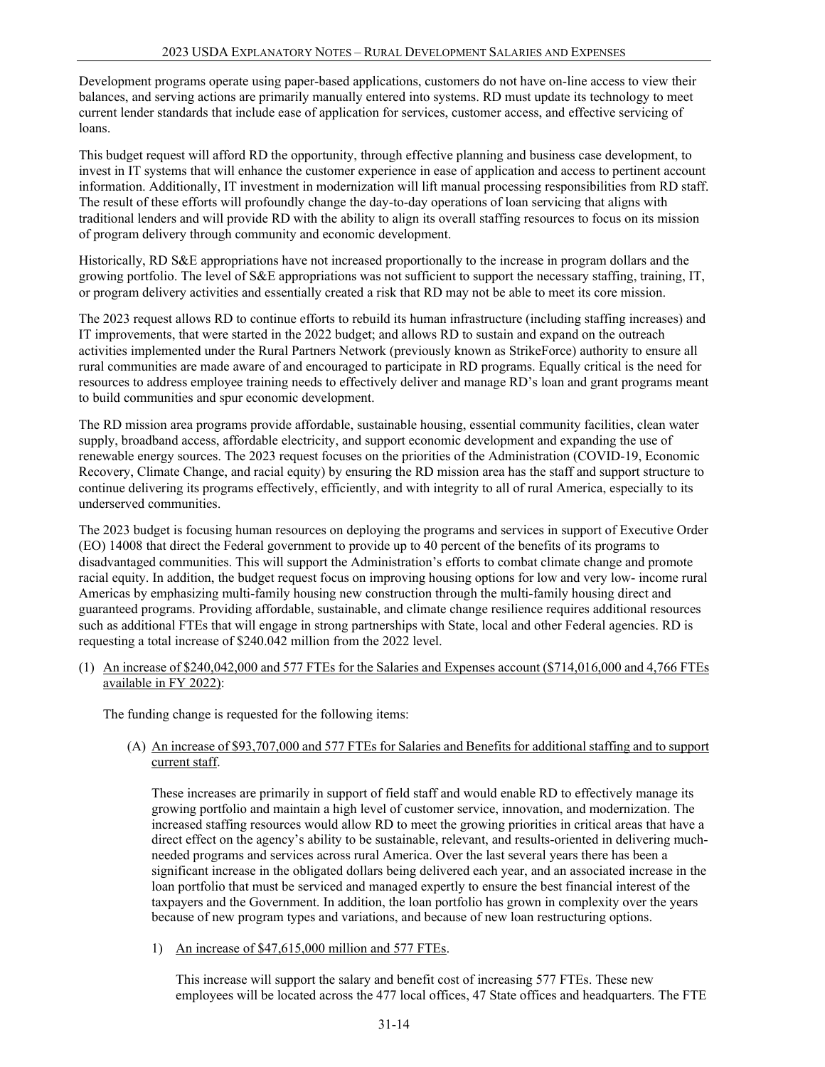Development programs operate using paper-based applications, customers do not have on-line access to view their balances, and serving actions are primarily manually entered into systems. RD must update its technology to meet current lender standards that include ease of application for services, customer access, and effective servicing of loans.

This budget request will afford RD the opportunity, through effective planning and business case development, to invest in IT systems that will enhance the customer experience in ease of application and access to pertinent account information. Additionally, IT investment in modernization will lift manual processing responsibilities from RD staff. The result of these efforts will profoundly change the day-to-day operations of loan servicing that aligns with traditional lenders and will provide RD with the ability to align its overall staffing resources to focus on its mission of program delivery through community and economic development.

Historically, RD S&E appropriations have not increased proportionally to the increase in program dollars and the growing portfolio. The level of S&E appropriations was not sufficient to support the necessary staffing, training, IT, or program delivery activities and essentially created a risk that RD may not be able to meet its core mission.

The 2023 request allows RD to continue efforts to rebuild its human infrastructure (including staffing increases) and IT improvements, that were started in the 2022 budget; and allows RD to sustain and expand on the outreach activities implemented under the Rural Partners Network (previously known as StrikeForce) authority to ensure all rural communities are made aware of and encouraged to participate in RD programs. Equally critical is the need for resources to address employee training needs to effectively deliver and manage RD's loan and grant programs meant to build communities and spur economic development.

The RD mission area programs provide affordable, sustainable housing, essential community facilities, clean water supply, broadband access, affordable electricity, and support economic development and expanding the use of renewable energy sources. The 2023 request focuses on the priorities of the Administration (COVID-19, Economic Recovery, Climate Change, and racial equity) by ensuring the RD mission area has the staff and support structure to continue delivering its programs effectively, efficiently, and with integrity to all of rural America, especially to its underserved communities.

The 2023 budget is focusing human resources on deploying the programs and services in support of Executive Order (EO) 14008 that direct the Federal government to provide up to 40 percent of the benefits of its programs to disadvantaged communities. This will support the Administration's efforts to combat climate change and promote racial equity. In addition, the budget request focus on improving housing options for low and very low- income rural Americas by emphasizing multi-family housing new construction through the multi-family housing direct and guaranteed programs. Providing affordable, sustainable, and climate change resilience requires additional resources such as additional FTEs that will engage in strong partnerships with State, local and other Federal agencies. RD is requesting a total increase of $240.042 million from the 2022 level.

(1) An increase of $240,042,000 and 577 FTEs for the Salaries and Expenses account ($714,016,000 and 4,766 FTEs available in FY 2022):

The funding change is requested for the following items:

(A) An increase of $93,707,000 and 577 FTEs for Salaries and Benefits for additional staffing and to support current staff.

These increases are primarily in support of field staff and would enable RD to effectively manage its growing portfolio and maintain a high level of customer service, innovation, and modernization. The increased staffing resources would allow RD to meet the growing priorities in critical areas that have a direct effect on the agency's ability to be sustainable, relevant, and results-oriented in delivering much-needed programs and services across rural America. Over the last several years there has been a significant increase in the obligated dollars being delivered each year, and an associated increase in the loan portfolio that must be serviced and managed expertly to ensure the best financial interest of the taxpayers and the Government. In addition, the loan portfolio has grown in complexity over the years because of new program types and variations, and because of new loan restructuring options.

1) An increase of $47,615,000 million and 577 FTEs.

This increase will support the salary and benefit cost of increasing 577 FTEs. These new employees will be located across the 477 local offices, 47 State offices and headquarters. The FTE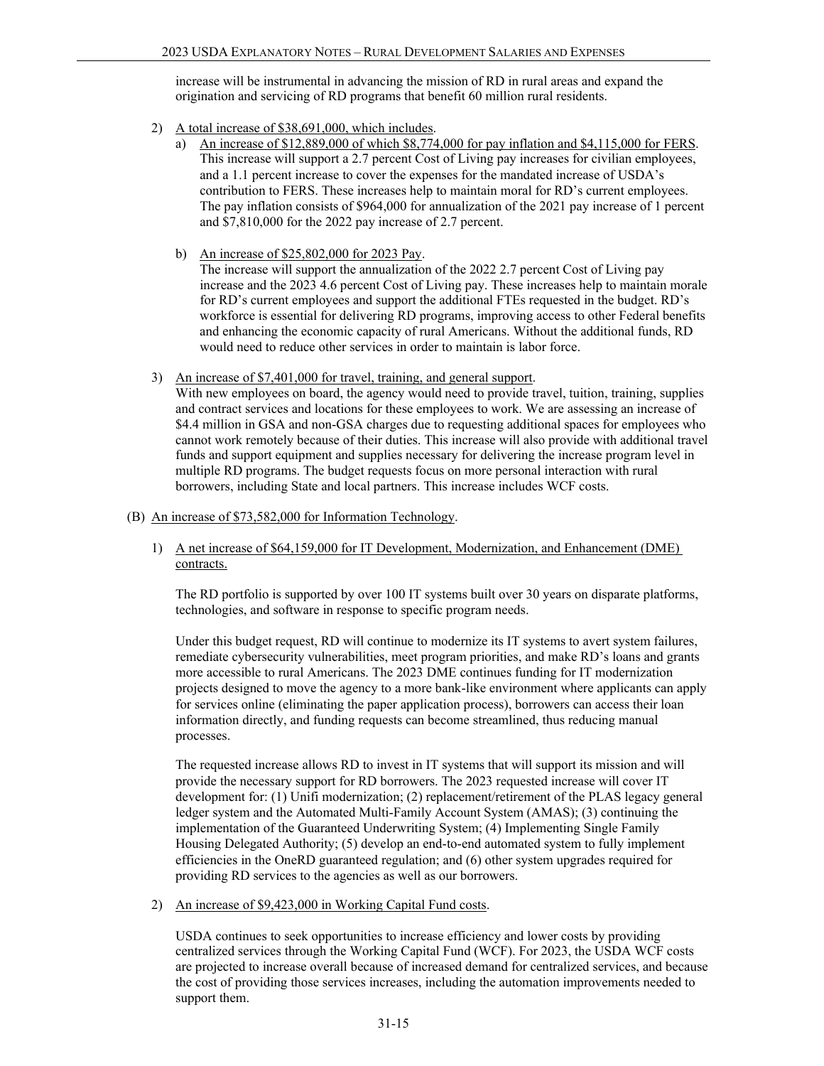increase will be instrumental in advancing the mission of RD in rural areas and expand the origination and servicing of RD programs that benefit 60 million rural residents.

2) A total increase of $38,691,000, which includes.

   a) An increase of $12,889,000 of which $8,774,000 for pay inflation and $4,115,000 for FERS. This increase will support a 2.7 percent Cost of Living pay increases for civilian employees, and a 1.1 percent increase to cover the expenses for the mandated increase of USDA's contribution to FERS. These increases help to maintain moral for RD's current employees. The pay inflation consists of $964,000 for annualization of the 2021 pay increase of 1 percent and $7,810,000 for the 2022 pay increase of 2.7 percent.

   b) An increase of $25,802,000 for 2023 Pay.
   The increase will support the annualization of the 2022 2.7 percent Cost of Living pay increase and the 2023 4.6 percent Cost of Living pay. These increases help to maintain morale for RD's current employees and support the additional FTEs requested in the budget. RD's workforce is essential for delivering RD programs, improving access to other Federal benefits and enhancing the economic capacity of rural Americans. Without the additional funds, RD would need to reduce other services in order to maintain is labor force.

3) An increase of $7,401,000 for travel, training, and general support.
With new employees on board, the agency would need to provide travel, tuition, training, supplies and contract services and locations for these employees to work. We are assessing an increase of $4.4 million in GSA and non-GSA charges due to requesting additional spaces for employees who cannot work remotely because of their duties. This increase will also provide with additional travel funds and support equipment and supplies necessary for delivering the increase program level in multiple RD programs. The budget requests focus on more personal interaction with rural borrowers, including State and local partners. This increase includes WCF costs.

(B) An increase of $73,582,000 for Information Technology.

1) A net increase of $64,159,000 for IT Development, Modernization, and Enhancement (DME) contracts.

The RD portfolio is supported by over 100 IT systems built over 30 years on disparate platforms, technologies, and software in response to specific program needs.

Under this budget request, RD will continue to modernize its IT systems to avert system failures, remediate cybersecurity vulnerabilities, meet program priorities, and make RD's loans and grants more accessible to rural Americans. The 2023 DME continues funding for IT modernization projects designed to move the agency to a more bank-like environment where applicants can apply for services online (eliminating the paper application process), borrowers can access their loan information directly, and funding requests can become streamlined, thus reducing manual processes.

The requested increase allows RD to invest in IT systems that will support its mission and will provide the necessary support for RD borrowers. The 2023 requested increase will cover IT development for: (1) Unifi modernization; (2) replacement/retirement of the PLAS legacy general ledger system and the Automated Multi-Family Account System (AMAS); (3) continuing the implementation of the Guaranteed Underwriting System; (4) Implementing Single Family Housing Delegated Authority; (5) develop an end-to-end automated system to fully implement efficiencies in the OneRD guaranteed regulation; and (6) other system upgrades required for providing RD services to the agencies as well as our borrowers.

2) An increase of $9,423,000 in Working Capital Fund costs.

USDA continues to seek opportunities to increase efficiency and lower costs by providing centralized services through the Working Capital Fund (WCF). For 2023, the USDA WCF costs are projected to increase overall because of increased demand for centralized services, and because the cost of providing those services increases, including the automation improvements needed to support them.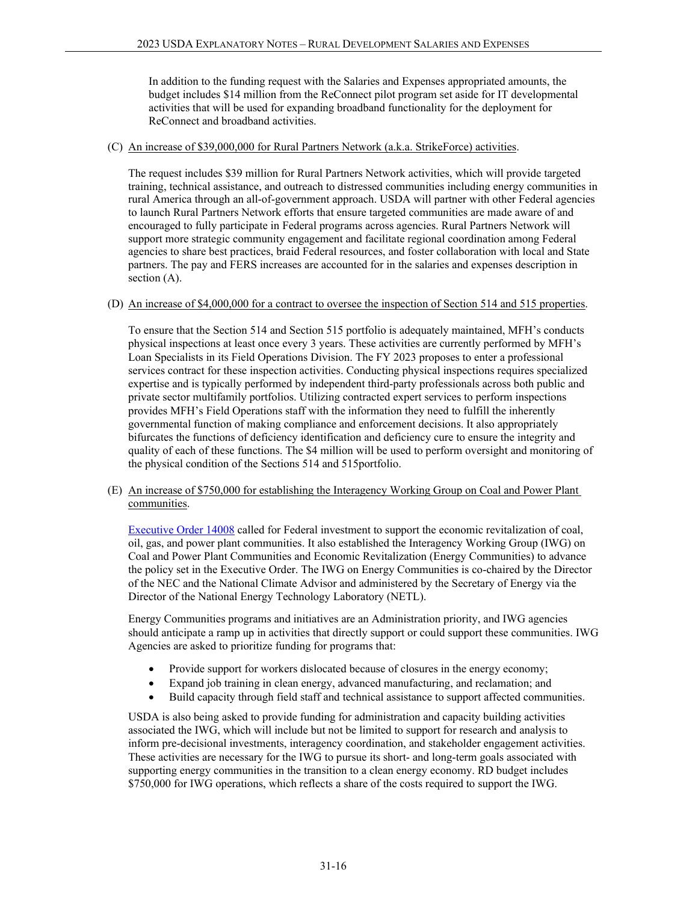In addition to the funding request with the Salaries and Expenses appropriated amounts, the budget includes $14 million from the ReConnect pilot program set aside for IT developmental activities that will be used for expanding broadband functionality for the deployment for ReConnect and broadband activities.

(C) An increase of $39,000,000 for Rural Partners Network (a.k.a. StrikeForce) activities.

The request includes $39 million for Rural Partners Network activities, which will provide targeted training, technical assistance, and outreach to distressed communities including energy communities in rural America through an all-of-government approach. USDA will partner with other Federal agencies to launch Rural Partners Network efforts that ensure targeted communities are made aware of and encouraged to fully participate in Federal programs across agencies. Rural Partners Network will support more strategic community engagement and facilitate regional coordination among Federal agencies to share best practices, braid Federal resources, and foster collaboration with local and State partners. The pay and FERS increases are accounted for in the salaries and expenses description in section (A).

(D) An increase of $4,000,000 for a contract to oversee the inspection of Section 514 and 515 properties.

To ensure that the Section 514 and Section 515 portfolio is adequately maintained, MFH's conducts physical inspections at least once every 3 years. These activities are currently performed by MFH's Loan Specialists in its Field Operations Division. The FY 2023 proposes to enter a professional services contract for these inspection activities. Conducting physical inspections requires specialized expertise and is typically performed by independent third-party professionals across both public and private sector multifamily portfolios. Utilizing contracted expert services to perform inspections provides MFH's Field Operations staff with the information they need to fulfill the inherently governmental function of making compliance and enforcement decisions. It also appropriately bifurcates the functions of deficiency identification and deficiency cure to ensure the integrity and quality of each of these functions. The $4 million will be used to perform oversight and monitoring of the physical condition of the Sections 514 and 515portfolio.

(E) An increase of $750,000 for establishing the Interagency Working Group on Coal and Power Plant communities.

Executive Order 14008 called for Federal investment to support the economic revitalization of coal, oil, gas, and power plant communities. It also established the Interagency Working Group (IWG) on Coal and Power Plant Communities and Economic Revitalization (Energy Communities) to advance the policy set in the Executive Order. The IWG on Energy Communities is co-chaired by the Director of the NEC and the National Climate Advisor and administered by the Secretary of Energy via the Director of the National Energy Technology Laboratory (NETL).

Energy Communities programs and initiatives are an Administration priority, and IWG agencies should anticipate a ramp up in activities that directly support or could support these communities. IWG Agencies are asked to prioritize funding for programs that:

- Provide support for workers dislocated because of closures in the energy economy;
- Expand job training in clean energy, advanced manufacturing, and reclamation; and
- Build capacity through field staff and technical assistance to support affected communities.

USDA is also being asked to provide funding for administration and capacity building activities associated the IWG, which will include but not be limited to support for research and analysis to inform pre-decisional investments, interagency coordination, and stakeholder engagement activities. These activities are necessary for the IWG to pursue its short- and long-term goals associated with supporting energy communities in the transition to a clean energy economy. RD budget includes $750,000 for IWG operations, which reflects a share of the costs required to support the IWG.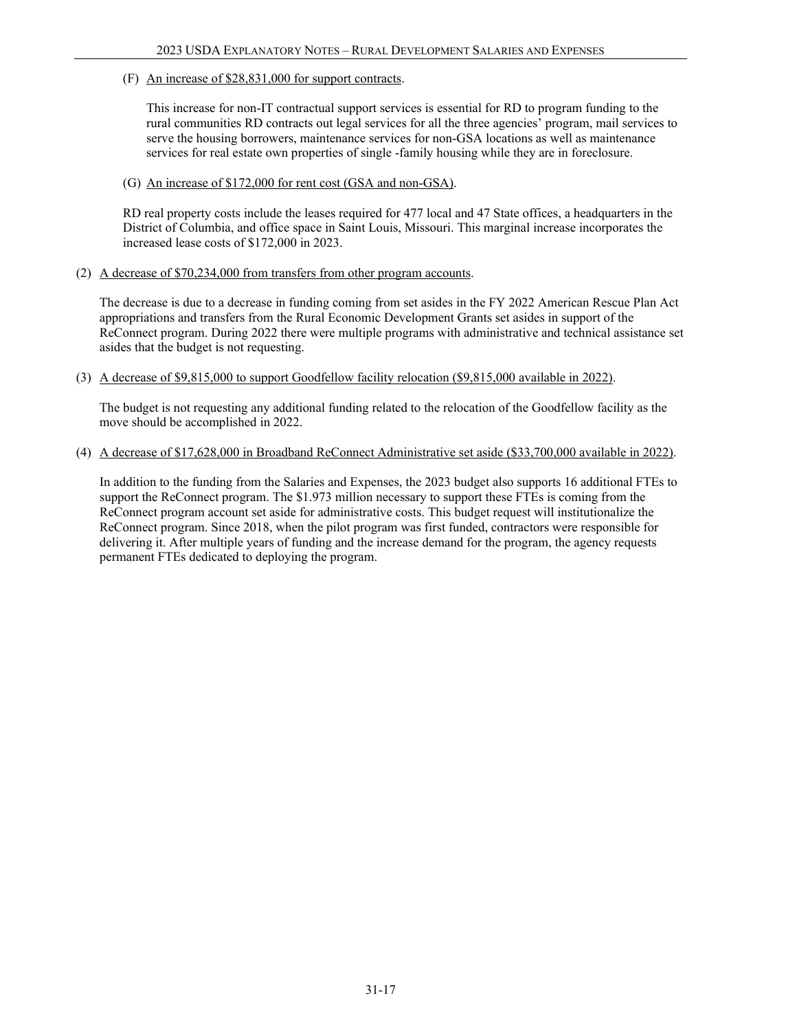(F) <u>An increase of $28,831,000 for support contracts</u>.

This increase for non-IT contractual support services is essential for RD to program funding to the rural communities RD contracts out legal services for all the three agencies' program, mail services to serve the housing borrowers, maintenance services for non-GSA locations as well as maintenance services for real estate own properties of single -family housing while they are in foreclosure.

(G) <u>An increase of $172,000 for rent cost (GSA and non-GSA)</u>.

RD real property costs include the leases required for 477 local and 47 State offices, a headquarters in the District of Columbia, and office space in Saint Louis, Missouri. This marginal increase incorporates the increased lease costs of $172,000 in 2023.

(2) <u>A decrease of $70,234,000 from transfers from other program accounts</u>.

The decrease is due to a decrease in funding coming from set asides in the FY 2022 American Rescue Plan Act appropriations and transfers from the Rural Economic Development Grants set asides in support of the ReConnect program. During 2022 there were multiple programs with administrative and technical assistance set asides that the budget is not requesting.

(3) <u>A decrease of $9,815,000 to support Goodfellow facility relocation ($9,815,000 available in 2022)</u>.

The budget is not requesting any additional funding related to the relocation of the Goodfellow facility as the move should be accomplished in 2022.

(4) <u>A decrease of $17,628,000 in Broadband ReConnect Administrative set aside ($33,700,000 available in 2022)</u>.

In addition to the funding from the Salaries and Expenses, the 2023 budget also supports 16 additional FTEs to support the ReConnect program. The $1.973 million necessary to support these FTEs is coming from the ReConnect program account set aside for administrative costs. This budget request will institutionalize the ReConnect program. Since 2018, when the pilot program was first funded, contractors were responsible for delivering it. After multiple years of funding and the increase demand for the program, the agency requests permanent FTEs dedicated to deploying the program.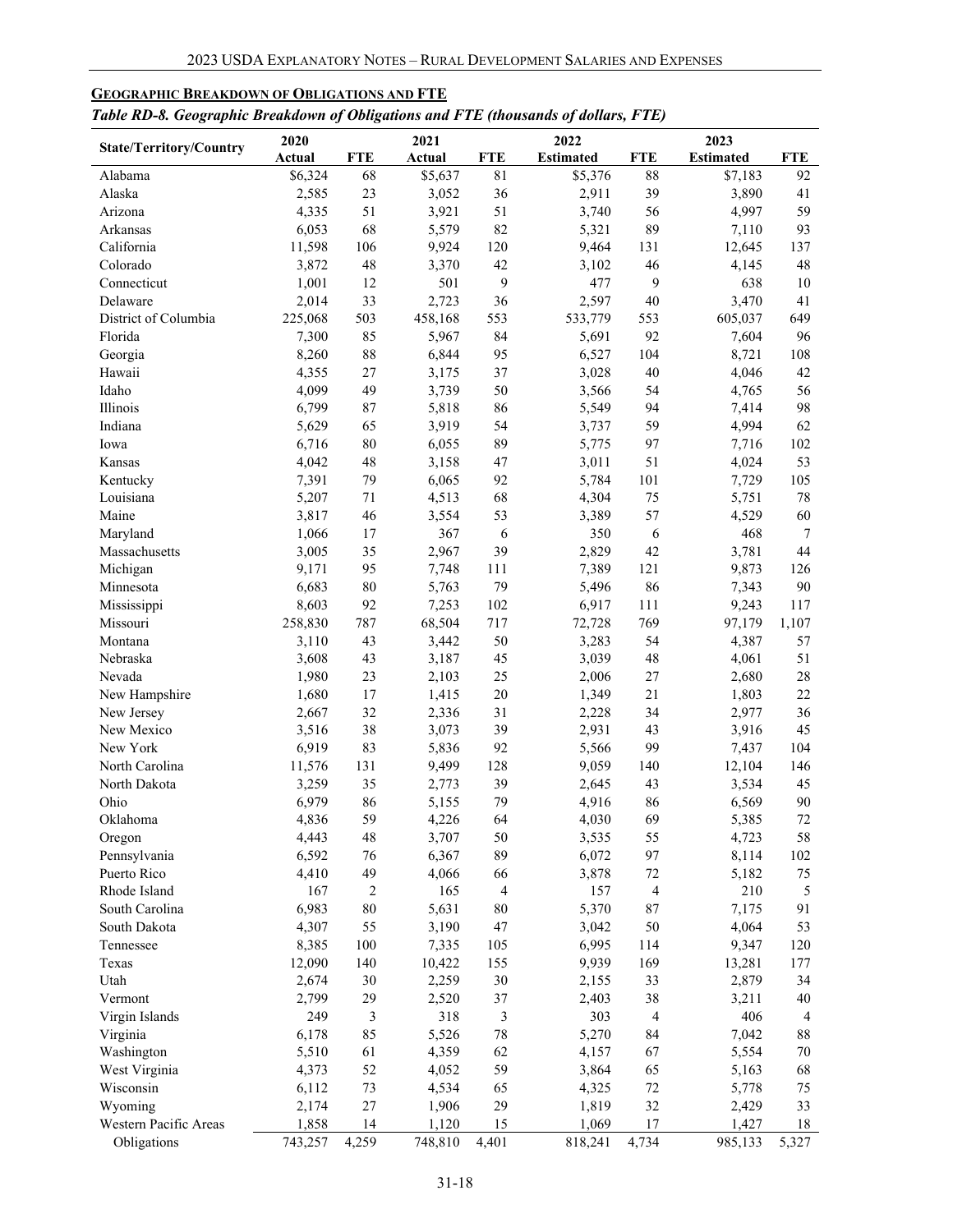**GEOGRAPHIC BREAKDOWN OF OBLIGATIONS AND FTE**

*Table RD-8. Geographic Breakdown of Obligations and FTE (thousands of dollars, FTE)*

| State/Territory/Country | 2020 Actual | FTE | 2021 Actual | FTE | 2022 Estimated | FTE | 2023 Estimated | FTE |
|---|---|---|---|---|---|---|---|---|
| Alabama | $6,324 | 68 | $5,637 | 81 | $5,376 | 88 | $7,183 | 92 |
| Alaska | 2,585 | 23 | 3,052 | 36 | 2,911 | 39 | 3,890 | 41 |
| Arizona | 4,335 | 51 | 3,921 | 51 | 3,740 | 56 | 4,997 | 59 |
| Arkansas | 6,053 | 68 | 5,579 | 82 | 5,321 | 89 | 7,110 | 93 |
| California | 11,598 | 106 | 9,924 | 120 | 9,464 | 131 | 12,645 | 137 |
| Colorado | 3,872 | 48 | 3,370 | 42 | 3,102 | 46 | 4,145 | 48 |
| Connecticut | 1,001 | 12 | 501 | 9 | 477 | 9 | 638 | 10 |
| Delaware | 2,014 | 33 | 2,723 | 36 | 2,597 | 40 | 3,470 | 41 |
| District of Columbia | 225,068 | 503 | 458,168 | 553 | 533,779 | 553 | 605,037 | 649 |
| Florida | 7,300 | 85 | 5,967 | 84 | 5,691 | 92 | 7,604 | 96 |
| Georgia | 8,260 | 88 | 6,844 | 95 | 6,527 | 104 | 8,721 | 108 |
| Hawaii | 4,355 | 27 | 3,175 | 37 | 3,028 | 40 | 4,046 | 42 |
| Idaho | 4,099 | 49 | 3,739 | 50 | 3,566 | 54 | 4,765 | 56 |
| Illinois | 6,799 | 87 | 5,818 | 86 | 5,549 | 94 | 7,414 | 98 |
| Indiana | 5,629 | 65 | 3,919 | 54 | 3,737 | 59 | 4,994 | 62 |
| Iowa | 6,716 | 80 | 6,055 | 89 | 5,775 | 97 | 7,716 | 102 |
| Kansas | 4,042 | 48 | 3,158 | 47 | 3,011 | 51 | 4,024 | 53 |
| Kentucky | 7,391 | 79 | 6,065 | 92 | 5,784 | 101 | 7,729 | 105 |
| Louisiana | 5,207 | 71 | 4,513 | 68 | 4,304 | 75 | 5,751 | 78 |
| Maine | 3,817 | 46 | 3,554 | 53 | 3,389 | 57 | 4,529 | 60 |
| Maryland | 1,066 | 17 | 367 | 6 | 350 | 6 | 468 | 7 |
| Massachusetts | 3,005 | 35 | 2,967 | 39 | 2,829 | 42 | 3,781 | 44 |
| Michigan | 9,171 | 95 | 7,748 | 111 | 7,389 | 121 | 9,873 | 126 |
| Minnesota | 6,683 | 80 | 5,763 | 79 | 5,496 | 86 | 7,343 | 90 |
| Mississippi | 8,603 | 92 | 7,253 | 102 | 6,917 | 111 | 9,243 | 117 |
| Missouri | 258,830 | 787 | 68,504 | 717 | 72,728 | 769 | 97,179 | 1,107 |
| Montana | 3,110 | 43 | 3,442 | 50 | 3,283 | 54 | 4,387 | 57 |
| Nebraska | 3,608 | 43 | 3,187 | 45 | 3,039 | 48 | 4,061 | 51 |
| Nevada | 1,980 | 23 | 2,103 | 25 | 2,006 | 27 | 2,680 | 28 |
| New Hampshire | 1,680 | 17 | 1,415 | 20 | 1,349 | 21 | 1,803 | 22 |
| New Jersey | 2,667 | 32 | 2,336 | 31 | 2,228 | 34 | 2,977 | 36 |
| New Mexico | 3,516 | 38 | 3,073 | 39 | 2,931 | 43 | 3,916 | 45 |
| New York | 6,919 | 83 | 5,836 | 92 | 5,566 | 99 | 7,437 | 104 |
| North Carolina | 11,576 | 131 | 9,499 | 128 | 9,059 | 140 | 12,104 | 146 |
| North Dakota | 3,259 | 35 | 2,773 | 39 | 2,645 | 43 | 3,534 | 45 |
| Ohio | 6,979 | 86 | 5,155 | 79 | 4,916 | 86 | 6,569 | 90 |
| Oklahoma | 4,836 | 59 | 4,226 | 64 | 4,030 | 69 | 5,385 | 72 |
| Oregon | 4,443 | 48 | 3,707 | 50 | 3,535 | 55 | 4,723 | 58 |
| Pennsylvania | 6,592 | 76 | 6,367 | 89 | 6,072 | 97 | 8,114 | 102 |
| Puerto Rico | 4,410 | 49 | 4,066 | 66 | 3,878 | 72 | 5,182 | 75 |
| Rhode Island | 167 | 2 | 165 | 4 | 157 | 4 | 210 | 5 |
| South Carolina | 6,983 | 80 | 5,631 | 80 | 5,370 | 87 | 7,175 | 91 |
| South Dakota | 4,307 | 55 | 3,190 | 47 | 3,042 | 50 | 4,064 | 53 |
| Tennessee | 8,385 | 100 | 7,335 | 105 | 6,995 | 114 | 9,347 | 120 |
| Texas | 12,090 | 140 | 10,422 | 155 | 9,939 | 169 | 13,281 | 177 |
| Utah | 2,674 | 30 | 2,259 | 30 | 2,155 | 33 | 2,879 | 34 |
| Vermont | 2,799 | 29 | 2,520 | 37 | 2,403 | 38 | 3,211 | 40 |
| Virgin Islands | 249 | 3 | 318 | 3 | 303 | 4 | 406 | 4 |
| Virginia | 6,178 | 85 | 5,526 | 78 | 5,270 | 84 | 7,042 | 88 |
| Washington | 5,510 | 61 | 4,359 | 62 | 4,157 | 67 | 5,554 | 70 |
| West Virginia | 4,373 | 52 | 4,052 | 59 | 3,864 | 65 | 5,163 | 68 |
| Wisconsin | 6,112 | 73 | 4,534 | 65 | 4,325 | 72 | 5,778 | 75 |
| Wyoming | 2,174 | 27 | 1,906 | 29 | 1,819 | 32 | 2,429 | 33 |
| Western Pacific Areas | 1,858 | 14 | 1,120 | 15 | 1,069 | 17 | 1,427 | 18 |
| Obligations | 743,257 | 4,259 | 748,810 | 4,401 | 818,241 | 4,734 | 985,133 | 5,327 |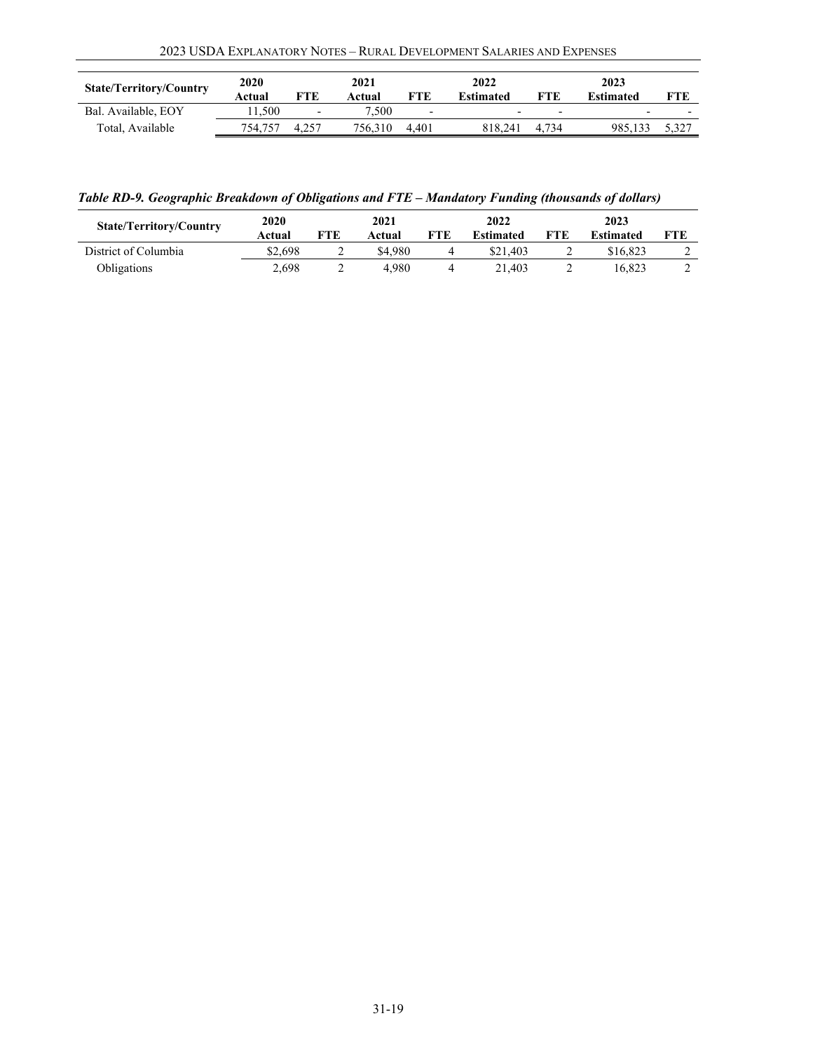| State/Territory/Country | 2020 Actual | FTE | 2021 Actual | FTE | 2022 Estimated | FTE | 2023 Estimated | FTE |
|---|---|---|---|---|---|---|---|---|
| Bal. Available, EOY | 11,500 | - | 7,500 | - | - | - | - | - |
| Total, Available | 754,757 | 4,257 | 756,310 | 4,401 | 818,241 | 4,734 | 985,133 | 5,327 |

***Table RD-9. Geographic Breakdown of Obligations and FTE – Mandatory Funding (thousands of dollars)***

| State/Territory/Country | 2020 Actual | FTE | 2021 Actual | FTE | 2022 Estimated | FTE | 2023 Estimated | FTE |
|---|---|---|---|---|---|---|---|---|
| District of Columbia | $2,698 | 2 | $4,980 | 4 | $21,403 | 2 | $16,823 | 2 |
| Obligations | 2,698 | 2 | 4,980 | 4 | 21,403 | 2 | 16,823 | 2 |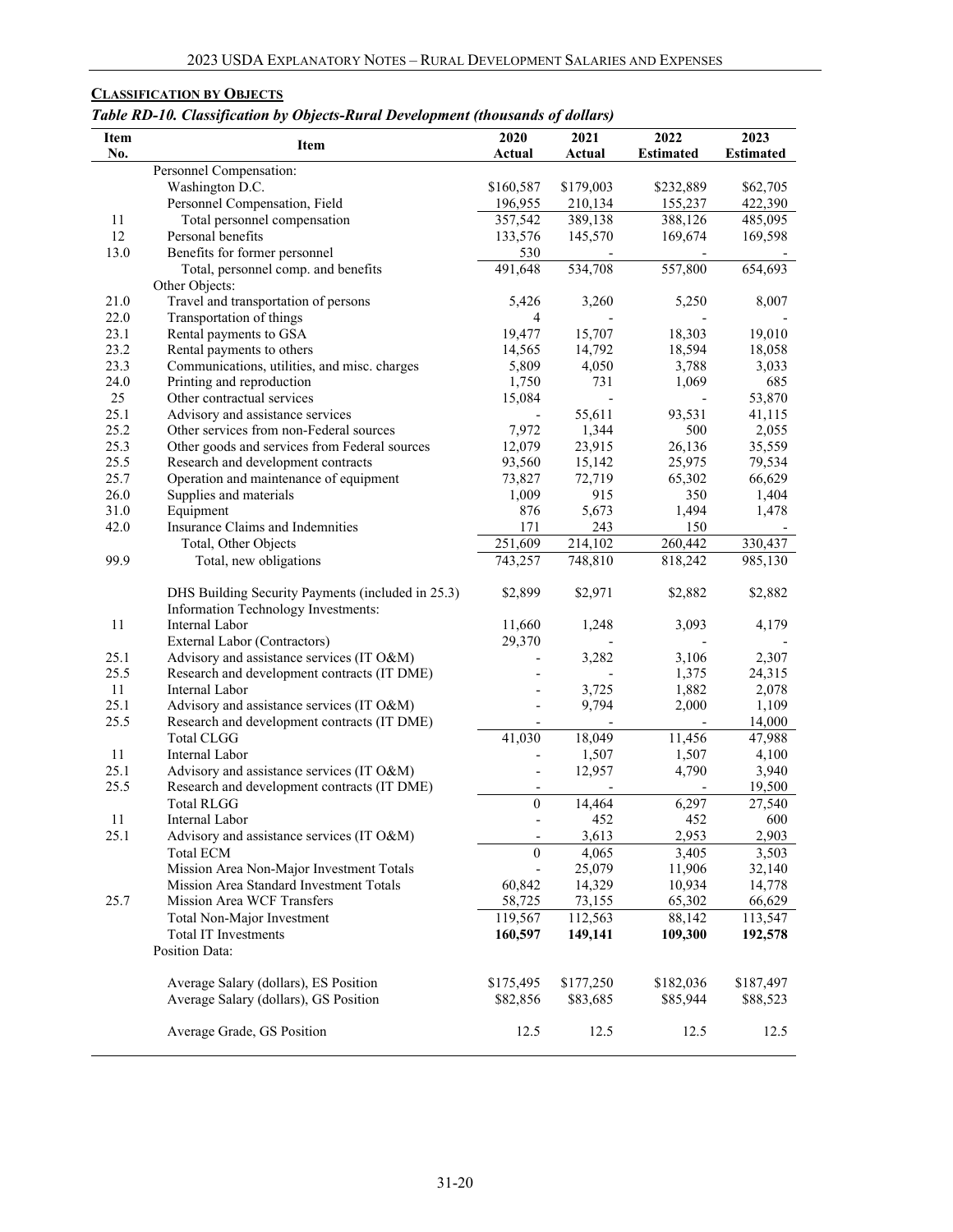## CLASSIFICATION BY OBJECTS

*Table RD-10. Classification by Objects-Rural Development (thousands of dollars)*

| Item No. | Item | 2020 Actual | 2021 Actual | 2022 Estimated | 2023 Estimated |
|---|---|---|---|---|---|
| | Personnel Compensation: | | | | |
| | Washington D.C. | $160,587 | $179,003 | $232,889 | $62,705 |
| | Personnel Compensation, Field | 196,955 | 210,134 | 155,237 | 422,390 |
| 11 | Total personnel compensation | 357,542 | 389,138 | 388,126 | 485,095 |
| 12 | Personal benefits | 133,576 | 145,570 | 169,674 | 169,598 |
| 13.0 | Benefits for former personnel | 530 | - | - | - |
| | Total, personnel comp. and benefits | 491,648 | 534,708 | 557,800 | 654,693 |
| | Other Objects: | | | | |
| 21.0 | Travel and transportation of persons | 5,426 | 3,260 | 5,250 | 8,007 |
| 22.0 | Transportation of things | 4 | - | - | - |
| 23.1 | Rental payments to GSA | 19,477 | 15,707 | 18,303 | 19,010 |
| 23.2 | Rental payments to others | 14,565 | 14,792 | 18,594 | 18,058 |
| 23.3 | Communications, utilities, and misc. charges | 5,809 | 4,050 | 3,788 | 3,033 |
| 24.0 | Printing and reproduction | 1,750 | 731 | 1,069 | 685 |
| 25 | Other contractual services | 15,084 | - | - | 53,870 |
| 25.1 | Advisory and assistance services | - | 55,611 | 93,531 | 41,115 |
| 25.2 | Other services from non-Federal sources | 7,972 | 1,344 | 500 | 2,055 |
| 25.3 | Other goods and services from Federal sources | 12,079 | 23,915 | 26,136 | 35,559 |
| 25.5 | Research and development contracts | 93,560 | 15,142 | 25,975 | 79,534 |
| 25.7 | Operation and maintenance of equipment | 73,827 | 72,719 | 65,302 | 66,629 |
| 26.0 | Supplies and materials | 1,009 | 915 | 350 | 1,404 |
| 31.0 | Equipment | 876 | 5,673 | 1,494 | 1,478 |
| 42.0 | Insurance Claims and Indemnities | 171 | 243 | 150 | - |
| | Total, Other Objects | 251,609 | 214,102 | 260,442 | 330,437 |
| 99.9 | Total, new obligations | 743,257 | 748,810 | 818,242 | 985,130 |
| | | | | | |
| | DHS Building Security Payments (included in 25.3) | $2,899 | $2,971 | $2,882 | $2,882 |
| | Information Technology Investments: | | | | |
| 11 | Internal Labor | 11,660 | 1,248 | 3,093 | 4,179 |
| | External Labor (Contractors) | 29,370 | - | - | - |
| 25.1 | Advisory and assistance services (IT O&M) | - | 3,282 | 3,106 | 2,307 |
| 25.5 | Research and development contracts (IT DME) | - | - | 1,375 | 24,315 |
| 11 | Internal Labor | - | 3,725 | 1,882 | 2,078 |
| 25.1 | Advisory and assistance services (IT O&M) | - | 9,794 | 2,000 | 1,109 |
| 25.5 | Research and development contracts (IT DME) | - | - | - | 14,000 |
| | Total CLGG | 41,030 | 18,049 | 11,456 | 47,988 |
| 11 | Internal Labor | - | 1,507 | 1,507 | 4,100 |
| 25.1 | Advisory and assistance services (IT O&M) | - | 12,957 | 4,790 | 3,940 |
| 25.5 | Research and development contracts (IT DME) | - | - | - | 19,500 |
| | Total RLGG | 0 | 14,464 | 6,297 | 27,540 |
| 11 | Internal Labor | - | 452 | 452 | 600 |
| 25.1 | Advisory and assistance services (IT O&M) | - | 3,613 | 2,953 | 2,903 |
| | Total ECM | 0 | 4,065 | 3,405 | 3,503 |
| | Mission Area Non-Major Investment Totals | - | 25,079 | 11,906 | 32,140 |
| | Mission Area Standard Investment Totals | 60,842 | 14,329 | 10,934 | 14,778 |
| 25.7 | Mission Area WCF Transfers | 58,725 | 73,155 | 65,302 | 66,629 |
| | Total Non-Major Investment | 119,567 | 112,563 | 88,142 | 113,547 |
| | **Total IT Investments** | **160,597** | **149,141** | **109,300** | **192,578** |
| | Position Data: | | | | |
| | Average Salary (dollars), ES Position | $175,495 | $177,250 | $182,036 | $187,497 |
| | Average Salary (dollars), GS Position | $82,856 | $83,685 | $85,944 | $88,523 |
| | Average Grade, GS Position | 12.5 | 12.5 | 12.5 | 12.5 |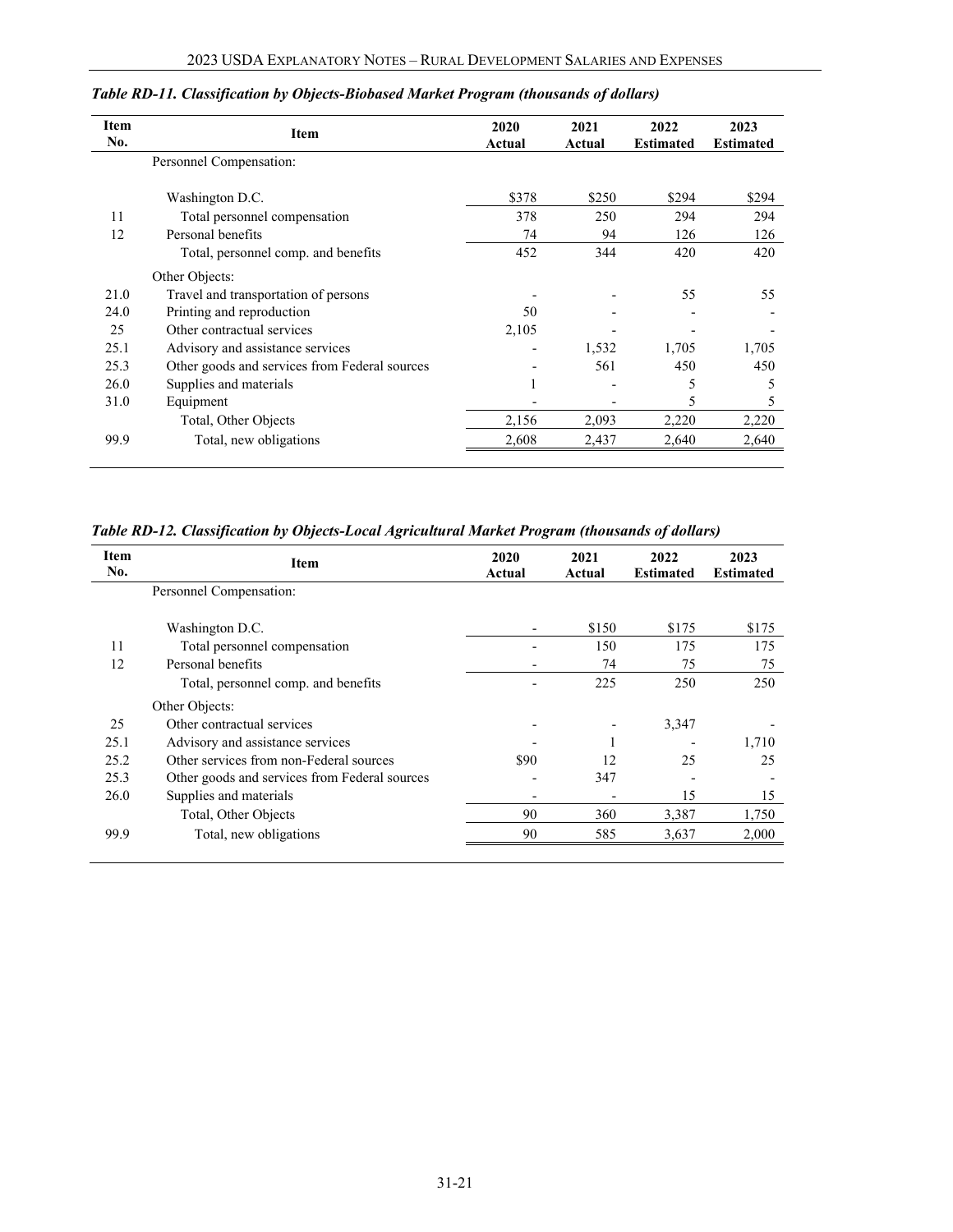*Table RD-11. Classification by Objects-Biobased Market Program (thousands of dollars)*

| Item No. | Item | 2020 Actual | 2021 Actual | 2022 Estimated | 2023 Estimated |
|---|---|---|---|---|---|
| | Personnel Compensation: | | | | |
| | Washington D.C. | $378 | $250 | $294 | $294 |
| 11 | Total personnel compensation | 378 | 250 | 294 | 294 |
| 12 | Personal benefits | 74 | 94 | 126 | 126 |
| | Total, personnel comp. and benefits | 452 | 344 | 420 | 420 |
| | Other Objects: | | | | |
| 21.0 | Travel and transportation of persons | - | - | 55 | 55 |
| 24.0 | Printing and reproduction | 50 | - | - | - |
| 25 | Other contractual services | 2,105 | - | - | - |
| 25.1 | Advisory and assistance services | - | 1,532 | 1,705 | 1,705 |
| 25.3 | Other goods and services from Federal sources | - | 561 | 450 | 450 |
| 26.0 | Supplies and materials | 1 | - | 5 | 5 |
| 31.0 | Equipment | - | - | 5 | 5 |
| | Total, Other Objects | 2,156 | 2,093 | 2,220 | 2,220 |
| 99.9 | Total, new obligations | 2,608 | 2,437 | 2,640 | 2,640 |

*Table RD-12. Classification by Objects-Local Agricultural Market Program (thousands of dollars)*

| Item No. | Item | 2020 Actual | 2021 Actual | 2022 Estimated | 2023 Estimated |
|---|---|---|---|---|---|
| | Personnel Compensation: | | | | |
| | Washington D.C. | - | $150 | $175 | $175 |
| 11 | Total personnel compensation | - | 150 | 175 | 175 |
| 12 | Personal benefits | - | 74 | 75 | 75 |
| | Total, personnel comp. and benefits | - | 225 | 250 | 250 |
| | Other Objects: | | | | |
| 25 | Other contractual services | - | - | 3,347 | - |
| 25.1 | Advisory and assistance services | - | 1 | - | 1,710 |
| 25.2 | Other services from non-Federal sources | $90 | 12 | 25 | 25 |
| 25.3 | Other goods and services from Federal sources | - | 347 | - | - |
| 26.0 | Supplies and materials | - | - | 15 | 15 |
| | Total, Other Objects | 90 | 360 | 3,387 | 1,750 |
| 99.9 | Total, new obligations | 90 | 585 | 3,637 | 2,000 |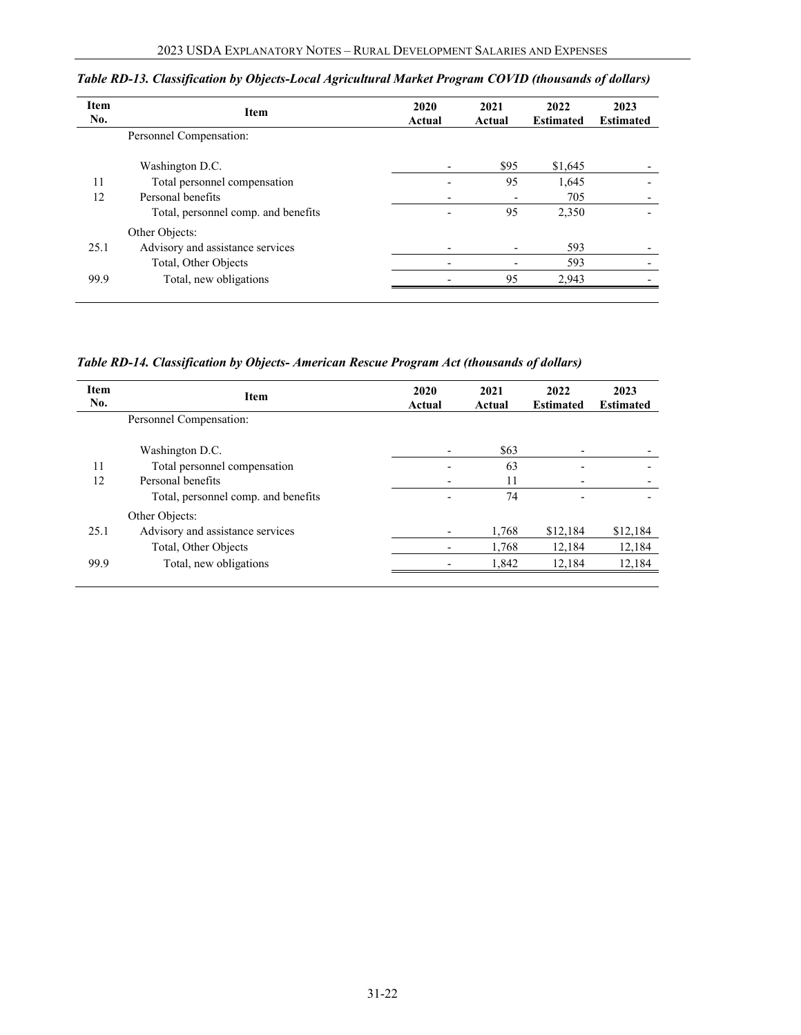*Table RD-13. Classification by Objects-Local Agricultural Market Program COVID (thousands of dollars)*

| Item No. | Item | 2020 Actual | 2021 Actual | 2022 Estimated | 2023 Estimated |
|---|---|---|---|---|---|
| | Personnel Compensation: | | | | |
| | Washington D.C. | - | $95 | $1,645 | - |
| 11 | Total personnel compensation | - | 95 | 1,645 | - |
| 12 | Personal benefits | - | - | 705 | - |
| | Total, personnel comp. and benefits | - | 95 | 2,350 | - |
| | Other Objects: | | | | |
| 25.1 | Advisory and assistance services | - | - | 593 | - |
| | Total, Other Objects | - | - | 593 | - |
| 99.9 | Total, new obligations | - | 95 | 2,943 | - |

*Table RD-14. Classification by Objects- American Rescue Program Act (thousands of dollars)*

| Item No. | Item | 2020 Actual | 2021 Actual | 2022 Estimated | 2023 Estimated |
|---|---|---|---|---|---|
| | Personnel Compensation: | | | | |
| | Washington D.C. | - | $63 | - | - |
| 11 | Total personnel compensation | - | 63 | - | - |
| 12 | Personal benefits | - | 11 | - | - |
| | Total, personnel comp. and benefits | - | 74 | - | - |
| | Other Objects: | | | | |
| 25.1 | Advisory and assistance services | - | 1,768 | $12,184 | $12,184 |
| | Total, Other Objects | - | 1,768 | 12,184 | 12,184 |
| 99.9 | Total, new obligations | - | 1,842 | 12,184 | 12,184 |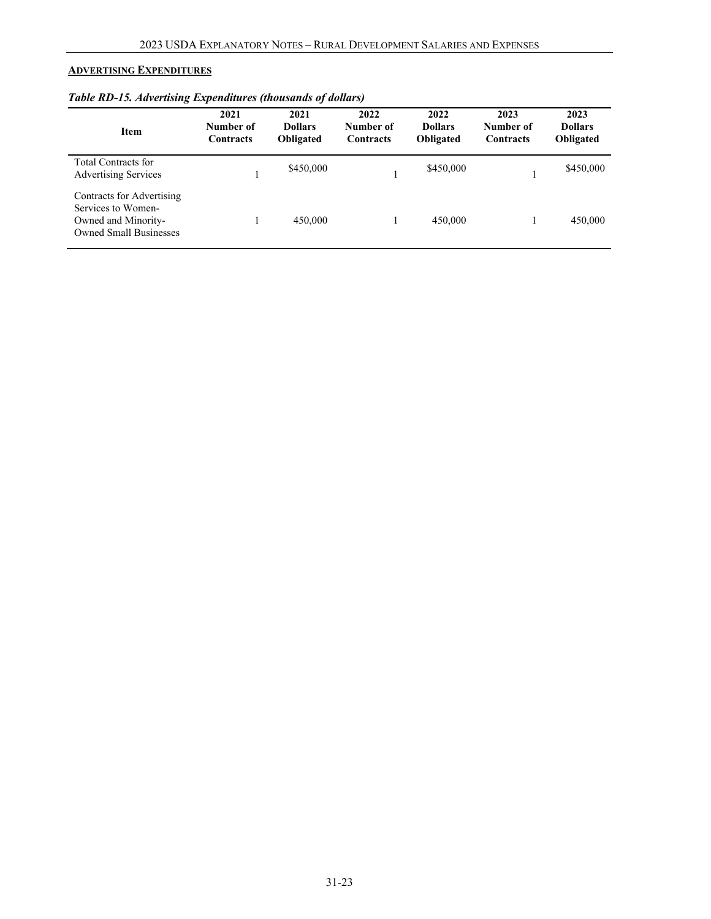## ADVERTISING EXPENDITURES

*Table RD-15. Advertising Expenditures (thousands of dollars)*

| Item | 2021 Number of Contracts | 2021 Dollars Obligated | 2022 Number of Contracts | 2022 Dollars Obligated | 2023 Number of Contracts | 2023 Dollars Obligated |
|---|---|---|---|---|---|---|
| Total Contracts for Advertising Services | 1 | $450,000 | 1 | $450,000 | 1 | $450,000 |
| Contracts for Advertising Services to Women-Owned and Minority-Owned Small Businesses | 1 | 450,000 | 1 | 450,000 | 1 | 450,000 |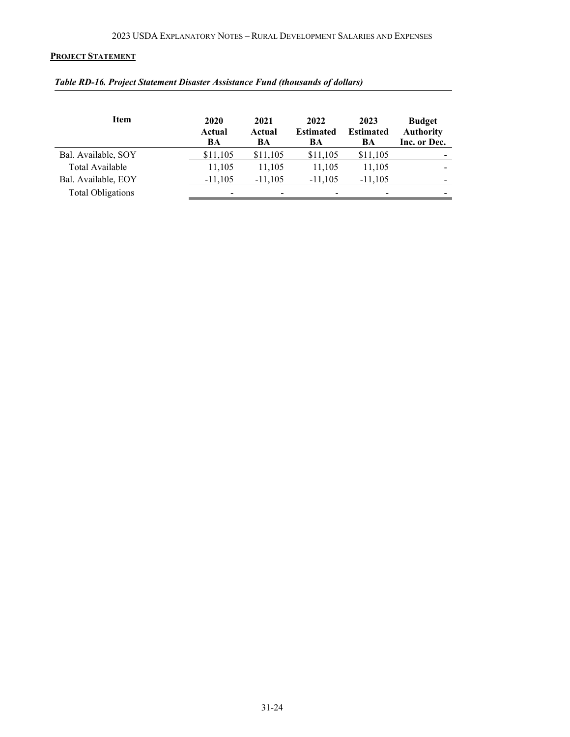**PROJECT STATEMENT**

*Table RD-16. Project Statement Disaster Assistance Fund (thousands of dollars)*

| Item | 2020 Actual BA | 2021 Actual BA | 2022 Estimated BA | 2023 Estimated BA | Budget Authority Inc. or Dec. |
|---|---|---|---|---|---|
| Bal. Available, SOY | $11,105 | $11,105 | $11,105 | $11,105 | - |
| Total Available | 11,105 | 11,105 | 11,105 | 11,105 | - |
| Bal. Available, EOY | -11,105 | -11,105 | -11,105 | -11,105 | - |
| Total Obligations | - | - | - | - | - |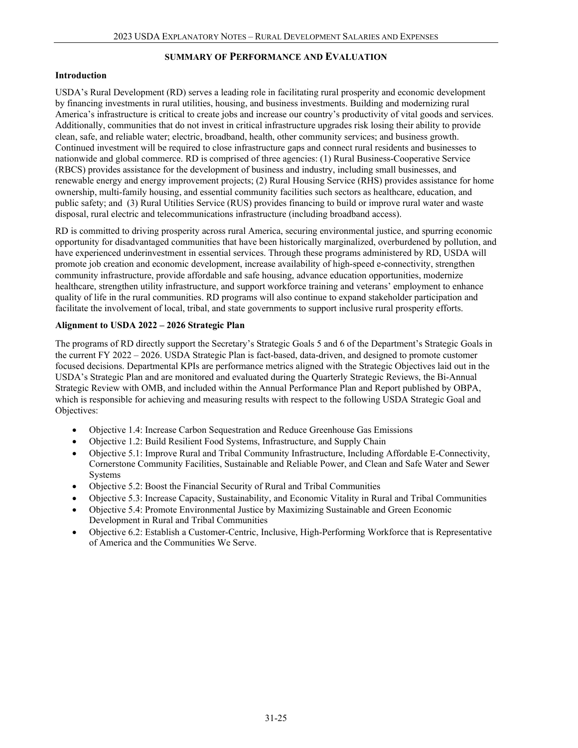## SUMMARY OF PERFORMANCE AND EVALUATION

### Introduction

USDA's Rural Development (RD) serves a leading role in facilitating rural prosperity and economic development by financing investments in rural utilities, housing, and business investments. Building and modernizing rural America's infrastructure is critical to create jobs and increase our country's productivity of vital goods and services. Additionally, communities that do not invest in critical infrastructure upgrades risk losing their ability to provide clean, safe, and reliable water; electric, broadband, health, other community services; and business growth. Continued investment will be required to close infrastructure gaps and connect rural residents and businesses to nationwide and global commerce. RD is comprised of three agencies: (1) Rural Business-Cooperative Service (RBCS) provides assistance for the development of business and industry, including small businesses, and renewable energy and energy improvement projects; (2) Rural Housing Service (RHS) provides assistance for home ownership, multi-family housing, and essential community facilities such sectors as healthcare, education, and public safety; and (3) Rural Utilities Service (RUS) provides financing to build or improve rural water and waste disposal, rural electric and telecommunications infrastructure (including broadband access).

RD is committed to driving prosperity across rural America, securing environmental justice, and spurring economic opportunity for disadvantaged communities that have been historically marginalized, overburdened by pollution, and have experienced underinvestment in essential services. Through these programs administered by RD, USDA will promote job creation and economic development, increase availability of high-speed e-connectivity, strengthen community infrastructure, provide affordable and safe housing, advance education opportunities, modernize healthcare, strengthen utility infrastructure, and support workforce training and veterans' employment to enhance quality of life in the rural communities. RD programs will also continue to expand stakeholder participation and facilitate the involvement of local, tribal, and state governments to support inclusive rural prosperity efforts.

### Alignment to USDA 2022 – 2026 Strategic Plan

The programs of RD directly support the Secretary's Strategic Goals 5 and 6 of the Department's Strategic Goals in the current FY 2022 – 2026. USDA Strategic Plan is fact-based, data-driven, and designed to promote customer focused decisions. Departmental KPIs are performance metrics aligned with the Strategic Objectives laid out in the USDA's Strategic Plan and are monitored and evaluated during the Quarterly Strategic Reviews, the Bi-Annual Strategic Review with OMB, and included within the Annual Performance Plan and Report published by OBPA, which is responsible for achieving and measuring results with respect to the following USDA Strategic Goal and Objectives:

- Objective 1.4: Increase Carbon Sequestration and Reduce Greenhouse Gas Emissions
- Objective 1.2: Build Resilient Food Systems, Infrastructure, and Supply Chain
- Objective 5.1: Improve Rural and Tribal Community Infrastructure, Including Affordable E-Connectivity, Cornerstone Community Facilities, Sustainable and Reliable Power, and Clean and Safe Water and Sewer Systems
- Objective 5.2: Boost the Financial Security of Rural and Tribal Communities
- Objective 5.3: Increase Capacity, Sustainability, and Economic Vitality in Rural and Tribal Communities
- Objective 5.4: Promote Environmental Justice by Maximizing Sustainable and Green Economic Development in Rural and Tribal Communities
- Objective 6.2: Establish a Customer-Centric, Inclusive, High-Performing Workforce that is Representative of America and the Communities We Serve.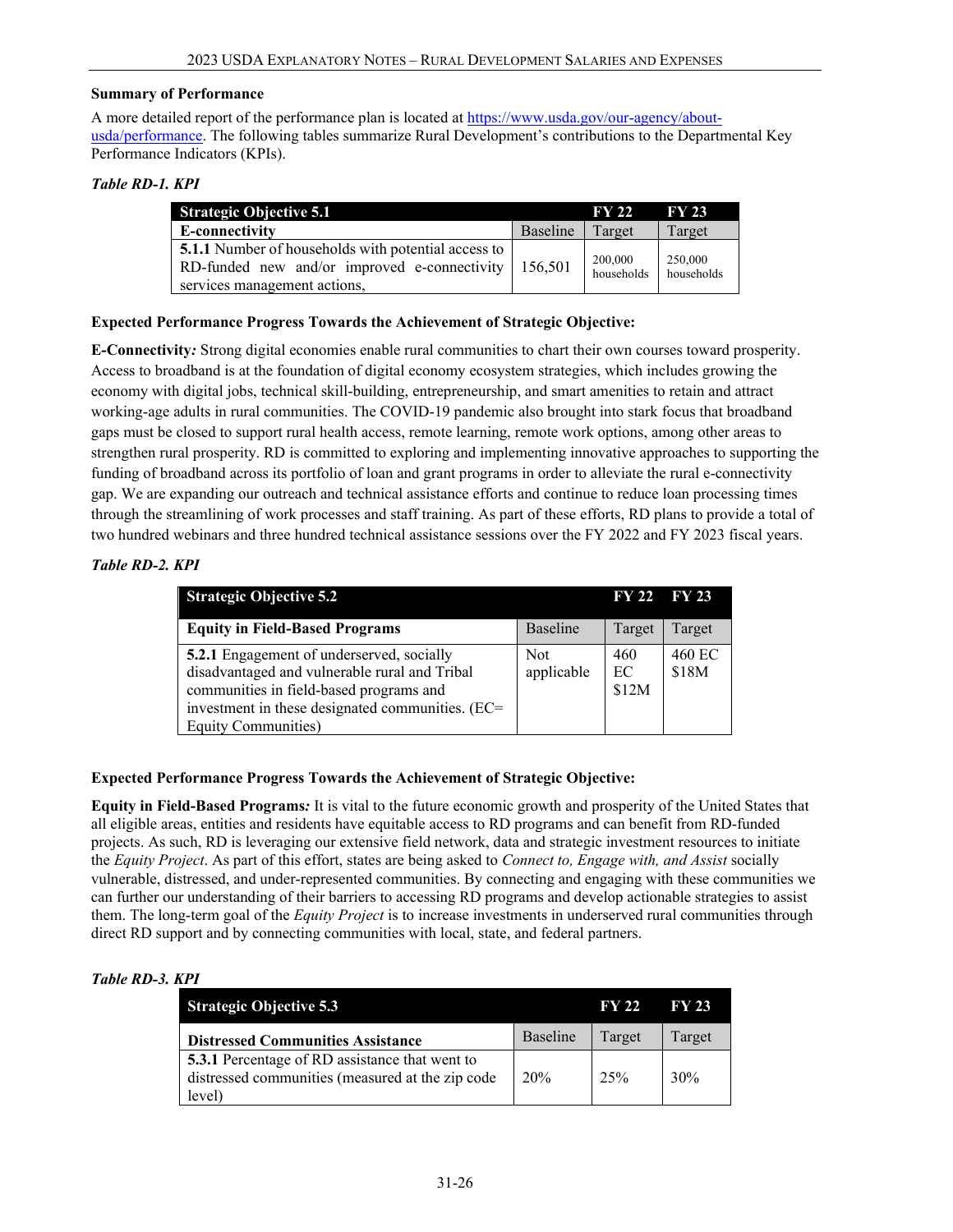### Summary of Performance

A more detailed report of the performance plan is located at https://www.usda.gov/our-agency/about-usda/performance. The following tables summarize Rural Development's contributions to the Departmental Key Performance Indicators (KPIs).

***Table RD-1. KPI***

| Strategic Objective 5.1 | | FY 22 | FY 23 |
|---|---|---|---|
| **E-connectivity** | Baseline | Target | Target |
| **5.1.1** Number of households with potential access to RD-funded new and/or improved e-connectivity services management actions, | 156,501 | 200,000 households | 250,000 households |

**Expected Performance Progress Towards the Achievement of Strategic Objective:**

**E-Connectivity*:*** Strong digital economies enable rural communities to chart their own courses toward prosperity. Access to broadband is at the foundation of digital economy ecosystem strategies, which includes growing the economy with digital jobs, technical skill-building, entrepreneurship, and smart amenities to retain and attract working-age adults in rural communities. The COVID-19 pandemic also brought into stark focus that broadband gaps must be closed to support rural health access, remote learning, remote work options, among other areas to strengthen rural prosperity. RD is committed to exploring and implementing innovative approaches to supporting the funding of broadband across its portfolio of loan and grant programs in order to alleviate the rural e-connectivity gap. We are expanding our outreach and technical assistance efforts and continue to reduce loan processing times through the streamlining of work processes and staff training. As part of these efforts, RD plans to provide a total of two hundred webinars and three hundred technical assistance sessions over the FY 2022 and FY 2023 fiscal years.

***Table RD-2. KPI***

| Strategic Objective 5.2 | | FY 22 | FY 23 |
|---|---|---|---|
| **Equity in Field-Based Programs** | Baseline | Target | Target |
| **5.2.1** Engagement of underserved, socially disadvantaged and vulnerable rural and Tribal communities in field-based programs and investment in these designated communities. (EC= Equity Communities) | Not applicable | 460 EC $12M | 460 EC $18M |

**Expected Performance Progress Towards the Achievement of Strategic Objective:**

**Equity in Field-Based Programs*:*** It is vital to the future economic growth and prosperity of the United States that all eligible areas, entities and residents have equitable access to RD programs and can benefit from RD-funded projects. As such, RD is leveraging our extensive field network, data and strategic investment resources to initiate the *Equity Project*. As part of this effort, states are being asked to *Connect to, Engage with, and Assist* socially vulnerable, distressed, and under-represented communities. By connecting and engaging with these communities we can further our understanding of their barriers to accessing RD programs and develop actionable strategies to assist them. The long-term goal of the *Equity Project* is to increase investments in underserved rural communities through direct RD support and by connecting communities with local, state, and federal partners.

***Table RD-3. KPI***

| Strategic Objective 5.3 | | FY 22 | FY 23 |
|---|---|---|---|
| **Distressed Communities Assistance** | Baseline | Target | Target |
| **5.3.1** Percentage of RD assistance that went to distressed communities (measured at the zip code level) | 20% | 25% | 30% |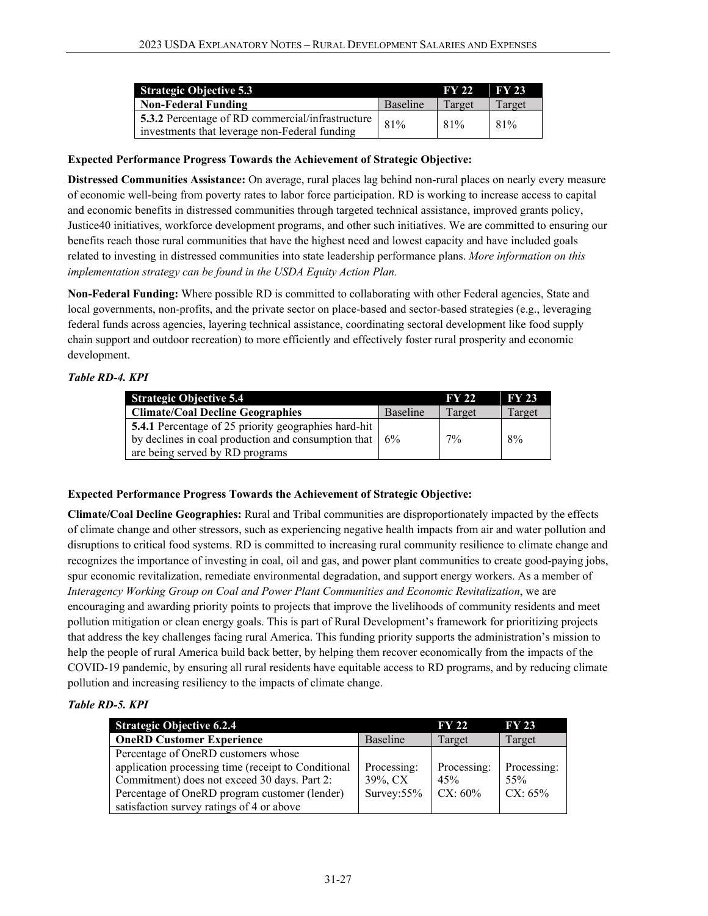| **Strategic Objective 5.3** | | **FY 22** | **FY 23** |
|---|---|---|---|
| **Non-Federal Funding** | Baseline | Target | Target |
| **5.3.2** Percentage of RD commercial/infrastructure investments that leverage non-Federal funding | 81% | 81% | 81% |

**Expected Performance Progress Towards the Achievement of Strategic Objective:**

**Distressed Communities Assistance:** On average, rural places lag behind non-rural places on nearly every measure of economic well-being from poverty rates to labor force participation. RD is working to increase access to capital and economic benefits in distressed communities through targeted technical assistance, improved grants policy, Justice40 initiatives, workforce development programs, and other such initiatives. We are committed to ensuring our benefits reach those rural communities that have the highest need and lowest capacity and have included goals related to investing in distressed communities into state leadership performance plans. *More information on this implementation strategy can be found in the USDA Equity Action Plan.*

**Non-Federal Funding:** Where possible RD is committed to collaborating with other Federal agencies, State and local governments, non-profits, and the private sector on place-based and sector-based strategies (e.g., leveraging federal funds across agencies, layering technical assistance, coordinating sectoral development like food supply chain support and outdoor recreation) to more efficiently and effectively foster rural prosperity and economic development.

***Table RD-4. KPI***

| **Strategic Objective 5.4** | | **FY 22** | **FY 23** |
|---|---|---|---|
| **Climate/Coal Decline Geographies** | Baseline | Target | Target |
| **5.4.1** Percentage of 25 priority geographies hard-hit by declines in coal production and consumption that are being served by RD programs | 6% | 7% | 8% |

**Expected Performance Progress Towards the Achievement of Strategic Objective:**

**Climate/Coal Decline Geographies:** Rural and Tribal communities are disproportionately impacted by the effects of climate change and other stressors, such as experiencing negative health impacts from air and water pollution and disruptions to critical food systems. RD is committed to increasing rural community resilience to climate change and recognizes the importance of investing in coal, oil and gas, and power plant communities to create good-paying jobs, spur economic revitalization, remediate environmental degradation, and support energy workers. As a member of *Interagency Working Group on Coal and Power Plant Communities and Economic Revitalization*, we are encouraging and awarding priority points to projects that improve the livelihoods of community residents and meet pollution mitigation or clean energy goals. This is part of Rural Development's framework for prioritizing projects that address the key challenges facing rural America. This funding priority supports the administration's mission to help the people of rural America build back better, by helping them recover economically from the impacts of the COVID-19 pandemic, by ensuring all rural residents have equitable access to RD programs, and by reducing climate pollution and increasing resiliency to the impacts of climate change.

***Table RD-5. KPI***

| **Strategic Objective 6.2.4** | | **FY 22** | **FY 23** |
|---|---|---|---|
| **OneRD Customer Experience** | Baseline | Target | Target |
| Percentage of OneRD customers whose application processing time (receipt to Conditional Commitment) does not exceed 30 days. Part 2: Percentage of OneRD program customer (lender) satisfaction survey ratings of 4 or above | Processing: 39%, CX Survey:55% | Processing: 45% CX: 60% | Processing: 55% CX: 65% |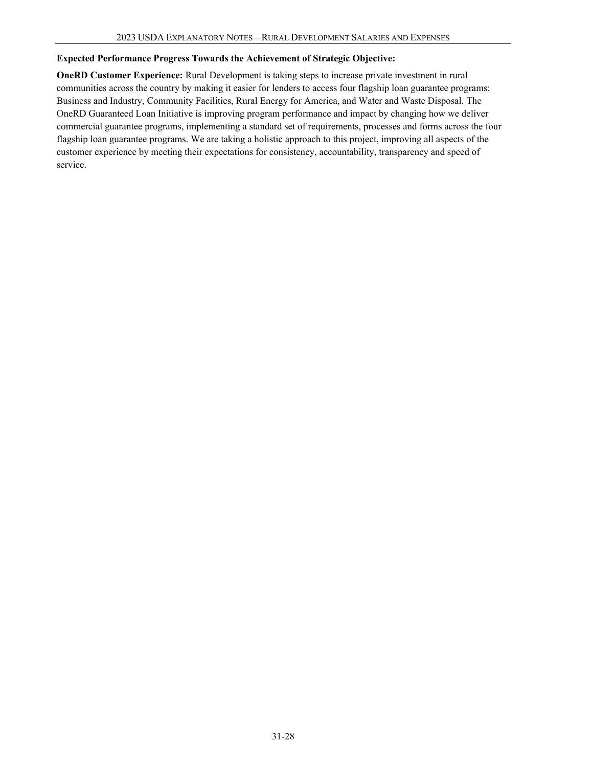**Expected Performance Progress Towards the Achievement of Strategic Objective:**

**OneRD Customer Experience:** Rural Development is taking steps to increase private investment in rural communities across the country by making it easier for lenders to access four flagship loan guarantee programs: Business and Industry, Community Facilities, Rural Energy for America, and Water and Waste Disposal. The OneRD Guaranteed Loan Initiative is improving program performance and impact by changing how we deliver commercial guarantee programs, implementing a standard set of requirements, processes and forms across the four flagship loan guarantee programs. We are taking a holistic approach to this project, improving all aspects of the customer experience by meeting their expectations for consistency, accountability, transparency and speed of service.